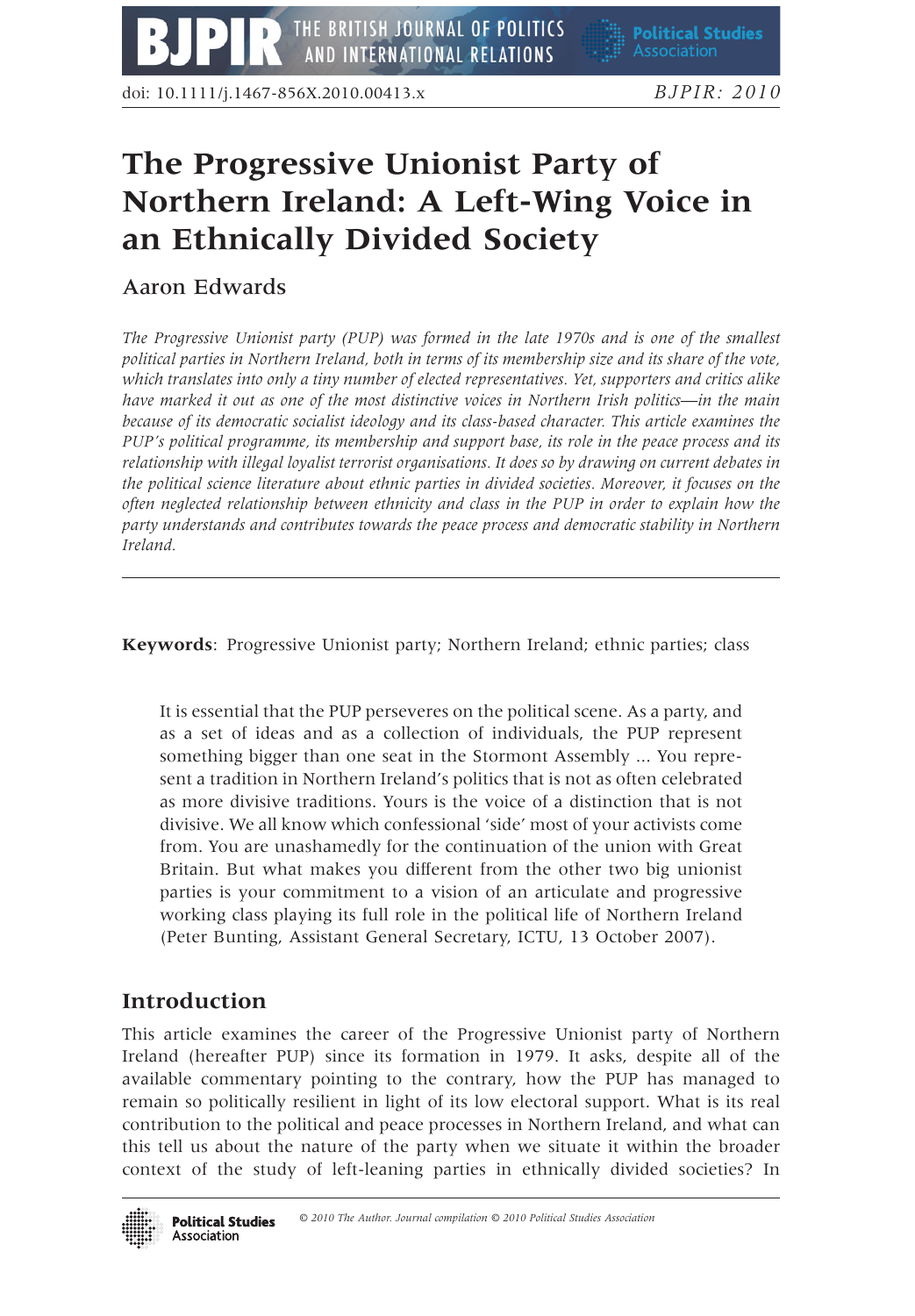doi: 10.1111/j.1467-856X.2010.00413.x

# The Progressive Unionist Party of Northern Ireland: A Left-Wing Voice in an Ethnically Divided Society

Aaron Edwards

*The Progressive Unionist party (PUP) was formed in the late 1970s and is one of the smallest political parties in Northern Ireland, both in terms of its membership size and its share of the vote, which translates into only a tiny number of elected representatives. Yet, supporters and critics alike have marked it out as one of the most distinctive voices in Northern Irish politics—in the main because of its democratic socialist ideology and its class-based character. This article examines the PUP's political programme, its membership and support base, its role in the peace process and its relationship with illegal loyalist terrorist organisations. It does so by drawing on current debates in the political science literature about ethnic parties in divided societies. Moreover, it focuses on the often neglected relationship between ethnicity and class in the PUP in order to explain how the party understands and contributes towards the peace process and democratic stability in Northern Ireland.*

**Keywords**: Progressive Unionist party; Northern Ireland; ethnic parties; class

> It is essential that the PUP perseveres on the political scene. As a party, and as a set of ideas and as a collection of individuals, the PUP represent something bigger than one seat in the Stormont Assembly ... You represent a tradition in Northern Ireland's politics that is not as often celebrated as more divisive traditions. Yours is the voice of a distinction that is not divisive. We all know which confessional 'side' most of your activists come from. You are unashamedly for the continuation of the union with Great Britain. But what makes you different from the other two big unionist parties is your commitment to a vision of an articulate and progressive working class playing its full role in the political life of Northern Ireland (Peter Bunting, Assistant General Secretary, ICTU, 13 October 2007).

## Introduction

This article examines the career of the Progressive Unionist party of Northern Ireland (hereafter PUP) since its formation in 1979. It asks, despite all of the available commentary pointing to the contrary, how the PUP has managed to remain so politically resilient in light of its low electoral support. What is its real contribution to the political and peace processes in Northern Ireland, and what can this tell us about the nature of the party when we situate it within the broader context of the study of left-leaning parties in ethnically divided societies? In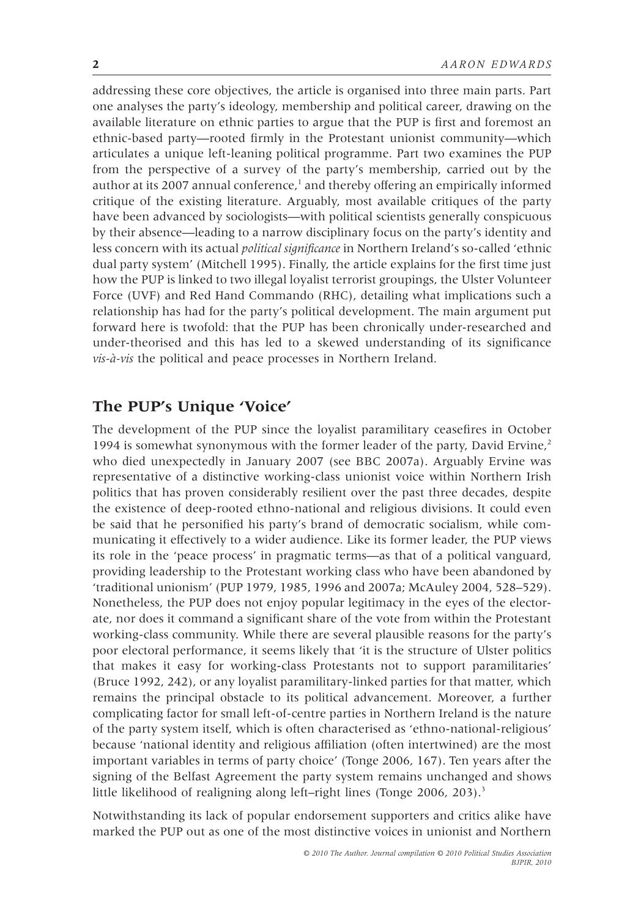addressing these core objectives, the article is organised into three main parts. Part one analyses the party's ideology, membership and political career, drawing on the available literature on ethnic parties to argue that the PUP is first and foremost an ethnic-based party—rooted firmly in the Protestant unionist community—which articulates a unique left-leaning political programme. Part two examines the PUP from the perspective of a survey of the party's membership, carried out by the author at its 2007 annual conference,[1] and thereby offering an empirically informed critique of the existing literature. Arguably, most available critiques of the party have been advanced by sociologists—with political scientists generally conspicuous by their absence—leading to a narrow disciplinary focus on the party's identity and less concern with its actual *political significance* in Northern Ireland's so-called 'ethnic dual party system' (Mitchell 1995). Finally, the article explains for the first time just how the PUP is linked to two illegal loyalist terrorist groupings, the Ulster Volunteer Force (UVF) and Red Hand Commando (RHC), detailing what implications such a relationship has had for the party's political development. The main argument put forward here is twofold: that the PUP has been chronically under-researched and under-theorised and this has led to a skewed understanding of its significance *vis-à-vis* the political and peace processes in Northern Ireland.

## The PUP's Unique 'Voice'

The development of the PUP since the loyalist paramilitary ceasefires in October 1994 is somewhat synonymous with the former leader of the party, David Ervine,[2] who died unexpectedly in January 2007 (see BBC 2007a). Arguably Ervine was representative of a distinctive working-class unionist voice within Northern Irish politics that has proven considerably resilient over the past three decades, despite the existence of deep-rooted ethno-national and religious divisions. It could even be said that he personified his party's brand of democratic socialism, while communicating it effectively to a wider audience. Like its former leader, the PUP views its role in the 'peace process' in pragmatic terms—as that of a political vanguard, providing leadership to the Protestant working class who have been abandoned by 'traditional unionism' (PUP 1979, 1985, 1996 and 2007a; McAuley 2004, 528–529). Nonetheless, the PUP does not enjoy popular legitimacy in the eyes of the electorate, nor does it command a significant share of the vote from within the Protestant working-class community. While there are several plausible reasons for the party's poor electoral performance, it seems likely that 'it is the structure of Ulster politics that makes it easy for working-class Protestants not to support paramilitaries' (Bruce 1992, 242), or any loyalist paramilitary-linked parties for that matter, which remains the principal obstacle to its political advancement. Moreover, a further complicating factor for small left-of-centre parties in Northern Ireland is the nature of the party system itself, which is often characterised as 'ethno-national-religious' because 'national identity and religious affiliation (often intertwined) are the most important variables in terms of party choice' (Tonge 2006, 167). Ten years after the signing of the Belfast Agreement the party system remains unchanged and shows little likelihood of realigning along left–right lines (Tonge 2006, 203).[3]

Notwithstanding its lack of popular endorsement supporters and critics alike have marked the PUP out as one of the most distinctive voices in unionist and Northern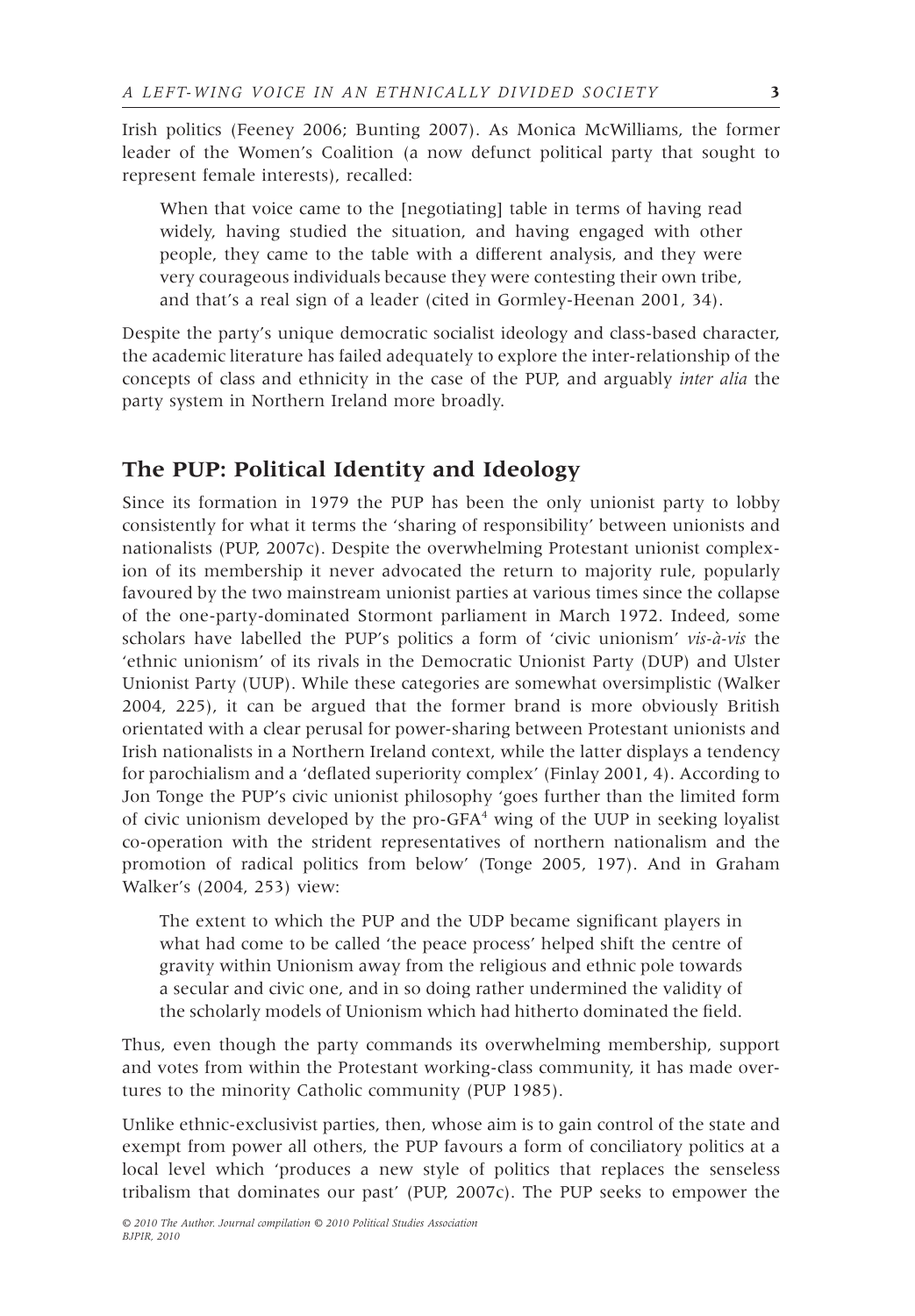Irish politics (Feeney 2006; Bunting 2007). As Monica McWilliams, the former leader of the Women's Coalition (a now defunct political party that sought to represent female interests), recalled:

> When that voice came to the [negotiating] table in terms of having read widely, having studied the situation, and having engaged with other people, they came to the table with a different analysis, and they were very courageous individuals because they were contesting their own tribe, and that's a real sign of a leader (cited in Gormley-Heenan 2001, 34).

Despite the party's unique democratic socialist ideology and class-based character, the academic literature has failed adequately to explore the inter-relationship of the concepts of class and ethnicity in the case of the PUP, and arguably *inter alia* the party system in Northern Ireland more broadly.

## The PUP: Political Identity and Ideology

Since its formation in 1979 the PUP has been the only unionist party to lobby consistently for what it terms the 'sharing of responsibility' between unionists and nationalists (PUP, 2007c). Despite the overwhelming Protestant unionist complexion of its membership it never advocated the return to majority rule, popularly favoured by the two mainstream unionist parties at various times since the collapse of the one-party-dominated Stormont parliament in March 1972. Indeed, some scholars have labelled the PUP's politics a form of 'civic unionism' *vis-à-vis* the 'ethnic unionism' of its rivals in the Democratic Unionist Party (DUP) and Ulster Unionist Party (UUP). While these categories are somewhat oversimplistic (Walker 2004, 225), it can be argued that the former brand is more obviously British orientated with a clear perusal for power-sharing between Protestant unionists and Irish nationalists in a Northern Ireland context, while the latter displays a tendency for parochialism and a 'deflated superiority complex' (Finlay 2001, 4). According to Jon Tonge the PUP's civic unionist philosophy 'goes further than the limited form of civic unionism developed by the pro-GFA[4] wing of the UUP in seeking loyalist co-operation with the strident representatives of northern nationalism and the promotion of radical politics from below' (Tonge 2005, 197). And in Graham Walker's (2004, 253) view:

> The extent to which the PUP and the UDP became significant players in what had come to be called 'the peace process' helped shift the centre of gravity within Unionism away from the religious and ethnic pole towards a secular and civic one, and in so doing rather undermined the validity of the scholarly models of Unionism which had hitherto dominated the field.

Thus, even though the party commands its overwhelming membership, support and votes from within the Protestant working-class community, it has made overtures to the minority Catholic community (PUP 1985).

Unlike ethnic-exclusivist parties, then, whose aim is to gain control of the state and exempt from power all others, the PUP favours a form of conciliatory politics at a local level which 'produces a new style of politics that replaces the senseless tribalism that dominates our past' (PUP, 2007c). The PUP seeks to empower the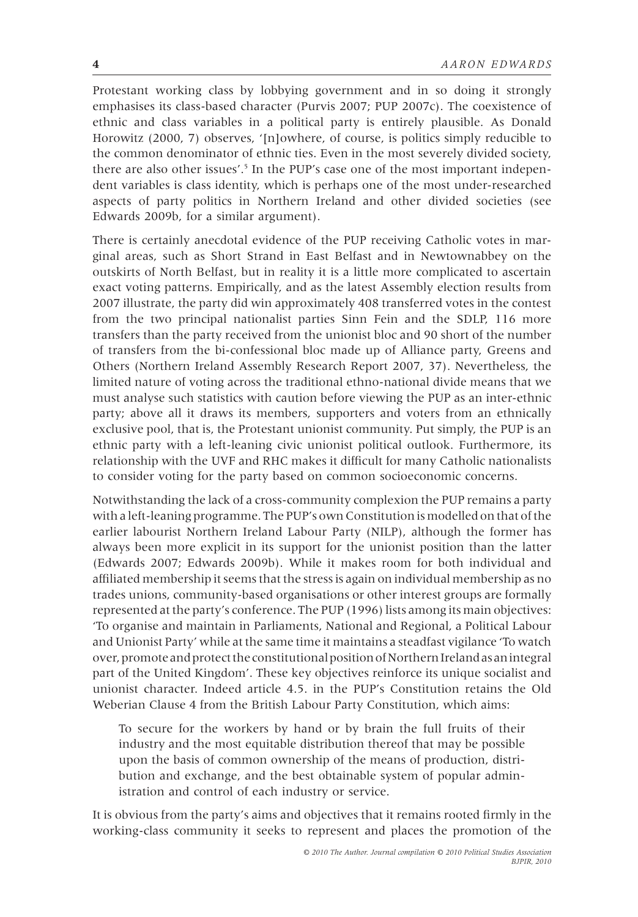Protestant working class by lobbying government and in so doing it strongly emphasises its class-based character (Purvis 2007; PUP 2007c). The coexistence of ethnic and class variables in a political party is entirely plausible. As Donald Horowitz (2000, 7) observes, '[n]owhere, of course, is politics simply reducible to the common denominator of ethnic ties. Even in the most severely divided society, there are also other issues'.[5] In the PUP's case one of the most important independent variables is class identity, which is perhaps one of the most under-researched aspects of party politics in Northern Ireland and other divided societies (see Edwards 2009b, for a similar argument).

There is certainly anecdotal evidence of the PUP receiving Catholic votes in marginal areas, such as Short Strand in East Belfast and in Newtownabbey on the outskirts of North Belfast, but in reality it is a little more complicated to ascertain exact voting patterns. Empirically, and as the latest Assembly election results from 2007 illustrate, the party did win approximately 408 transferred votes in the contest from the two principal nationalist parties Sinn Fein and the SDLP, 116 more transfers than the party received from the unionist bloc and 90 short of the number of transfers from the bi-confessional bloc made up of Alliance party, Greens and Others (Northern Ireland Assembly Research Report 2007, 37). Nevertheless, the limited nature of voting across the traditional ethno-national divide means that we must analyse such statistics with caution before viewing the PUP as an inter-ethnic party; above all it draws its members, supporters and voters from an ethnically exclusive pool, that is, the Protestant unionist community. Put simply, the PUP is an ethnic party with a left-leaning civic unionist political outlook. Furthermore, its relationship with the UVF and RHC makes it difficult for many Catholic nationalists to consider voting for the party based on common socioeconomic concerns.

Notwithstanding the lack of a cross-community complexion the PUP remains a party with a left-leaning programme. The PUP's own Constitution is modelled on that of the earlier labourist Northern Ireland Labour Party (NILP), although the former has always been more explicit in its support for the unionist position than the latter (Edwards 2007; Edwards 2009b). While it makes room for both individual and affiliated membership it seems that the stress is again on individual membership as no trades unions, community-based organisations or other interest groups are formally represented at the party's conference. The PUP (1996) lists among its main objectives: 'To organise and maintain in Parliaments, National and Regional, a Political Labour and Unionist Party' while at the same time it maintains a steadfast vigilance 'To watch over, promote and protect the constitutional position of Northern Ireland as an integral part of the United Kingdom'. These key objectives reinforce its unique socialist and unionist character. Indeed article 4.5. in the PUP's Constitution retains the Old Weberian Clause 4 from the British Labour Party Constitution, which aims:

> To secure for the workers by hand or by brain the full fruits of their industry and the most equitable distribution thereof that may be possible upon the basis of common ownership of the means of production, distribution and exchange, and the best obtainable system of popular administration and control of each industry or service.

It is obvious from the party's aims and objectives that it remains rooted firmly in the working-class community it seeks to represent and places the promotion of the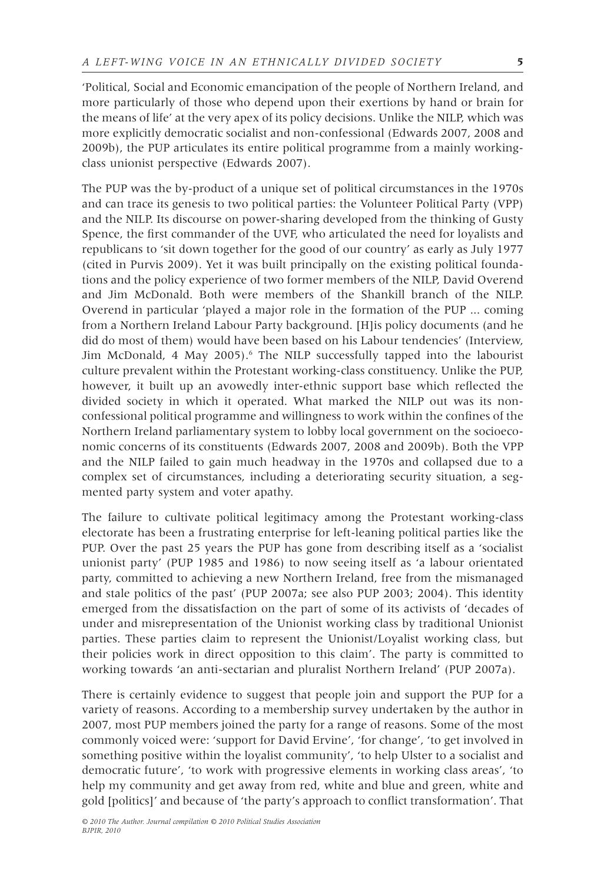'Political, Social and Economic emancipation of the people of Northern Ireland, and more particularly of those who depend upon their exertions by hand or brain for the means of life' at the very apex of its policy decisions. Unlike the NILP, which was more explicitly democratic socialist and non-confessional (Edwards 2007, 2008 and 2009b), the PUP articulates its entire political programme from a mainly working-class unionist perspective (Edwards 2007).

The PUP was the by-product of a unique set of political circumstances in the 1970s and can trace its genesis to two political parties: the Volunteer Political Party (VPP) and the NILP. Its discourse on power-sharing developed from the thinking of Gusty Spence, the first commander of the UVF, who articulated the need for loyalists and republicans to 'sit down together for the good of our country' as early as July 1977 (cited in Purvis 2009). Yet it was built principally on the existing political foundations and the policy experience of two former members of the NILP, David Overend and Jim McDonald. Both were members of the Shankill branch of the NILP. Overend in particular 'played a major role in the formation of the PUP ... coming from a Northern Ireland Labour Party background. [H]is policy documents (and he did do most of them) would have been based on his Labour tendencies' (Interview, Jim McDonald, 4 May 2005).[6] The NILP successfully tapped into the labourist culture prevalent within the Protestant working-class constituency. Unlike the PUP, however, it built up an avowedly inter-ethnic support base which reflected the divided society in which it operated. What marked the NILP out was its non-confessional political programme and willingness to work within the confines of the Northern Ireland parliamentary system to lobby local government on the socioeconomic concerns of its constituents (Edwards 2007, 2008 and 2009b). Both the VPP and the NILP failed to gain much headway in the 1970s and collapsed due to a complex set of circumstances, including a deteriorating security situation, a segmented party system and voter apathy.

The failure to cultivate political legitimacy among the Protestant working-class electorate has been a frustrating enterprise for left-leaning political parties like the PUP. Over the past 25 years the PUP has gone from describing itself as a 'socialist unionist party' (PUP 1985 and 1986) to now seeing itself as 'a labour orientated party, committed to achieving a new Northern Ireland, free from the mismanaged and stale politics of the past' (PUP 2007a; see also PUP 2003; 2004). This identity emerged from the dissatisfaction on the part of some of its activists of 'decades of under and misrepresentation of the Unionist working class by traditional Unionist parties. These parties claim to represent the Unionist/Loyalist working class, but their policies work in direct opposition to this claim'. The party is committed to working towards 'an anti-sectarian and pluralist Northern Ireland' (PUP 2007a).

There is certainly evidence to suggest that people join and support the PUP for a variety of reasons. According to a membership survey undertaken by the author in 2007, most PUP members joined the party for a range of reasons. Some of the most commonly voiced were: 'support for David Ervine', 'for change', 'to get involved in something positive within the loyalist community', 'to help Ulster to a socialist and democratic future', 'to work with progressive elements in working class areas', 'to help my community and get away from red, white and blue and green, white and gold [politics]' and because of 'the party's approach to conflict transformation'. That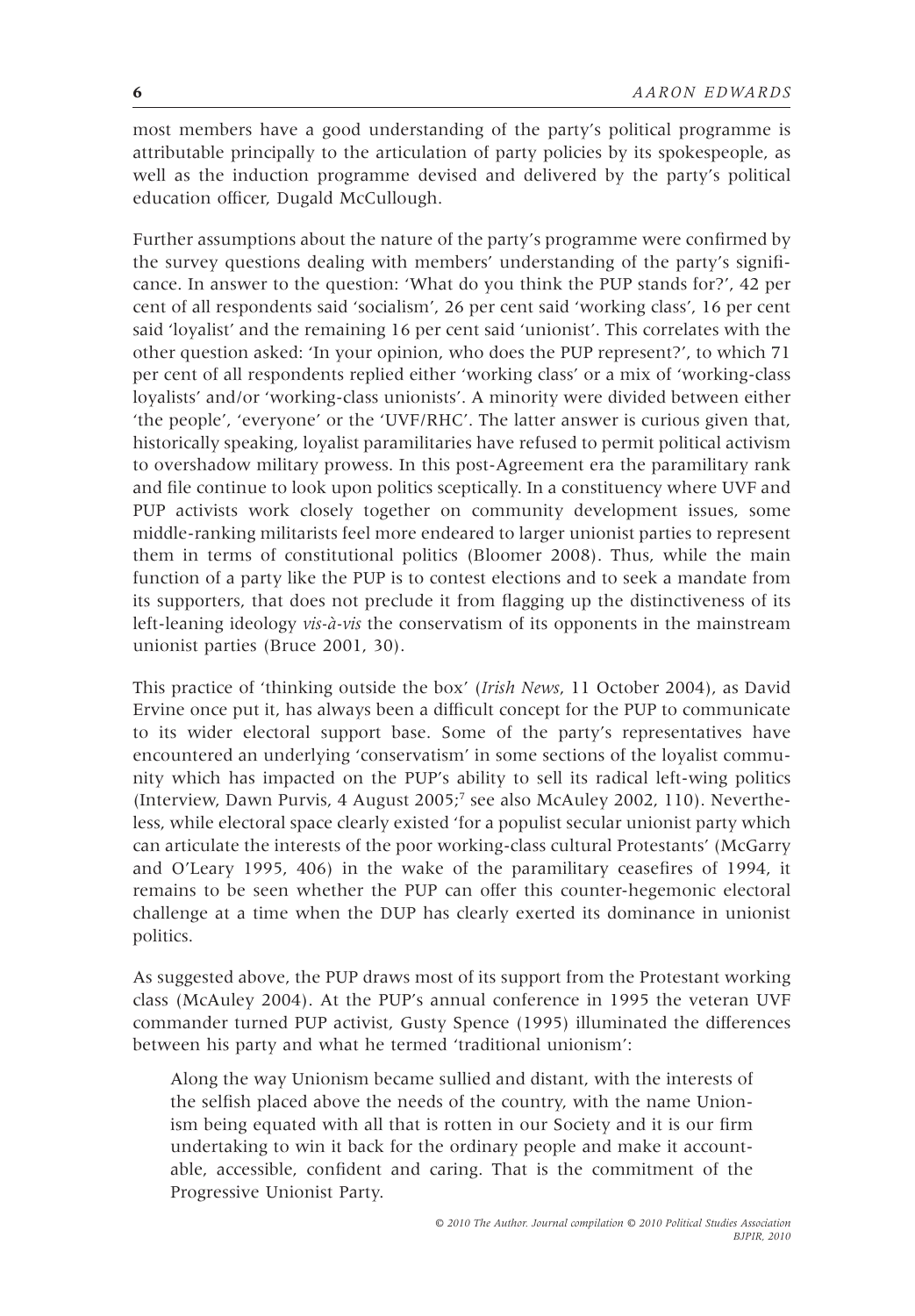most members have a good understanding of the party's political programme is attributable principally to the articulation of party policies by its spokespeople, as well as the induction programme devised and delivered by the party's political education officer, Dugald McCullough.

Further assumptions about the nature of the party's programme were confirmed by the survey questions dealing with members' understanding of the party's significance. In answer to the question: 'What do you think the PUP stands for?', 42 per cent of all respondents said 'socialism', 26 per cent said 'working class', 16 per cent said 'loyalist' and the remaining 16 per cent said 'unionist'. This correlates with the other question asked: 'In your opinion, who does the PUP represent?', to which 71 per cent of all respondents replied either 'working class' or a mix of 'working-class loyalists' and/or 'working-class unionists'. A minority were divided between either 'the people', 'everyone' or the 'UVF/RHC'. The latter answer is curious given that, historically speaking, loyalist paramilitaries have refused to permit political activism to overshadow military prowess. In this post-Agreement era the paramilitary rank and file continue to look upon politics sceptically. In a constituency where UVF and PUP activists work closely together on community development issues, some middle-ranking militarists feel more endeared to larger unionist parties to represent them in terms of constitutional politics (Bloomer 2008). Thus, while the main function of a party like the PUP is to contest elections and to seek a mandate from its supporters, that does not preclude it from flagging up the distinctiveness of its left-leaning ideology *vis-à-vis* the conservatism of its opponents in the mainstream unionist parties (Bruce 2001, 30).

This practice of 'thinking outside the box' (*Irish News*, 11 October 2004), as David Ervine once put it, has always been a difficult concept for the PUP to communicate to its wider electoral support base. Some of the party's representatives have encountered an underlying 'conservatism' in some sections of the loyalist community which has impacted on the PUP's ability to sell its radical left-wing politics (Interview, Dawn Purvis, 4 August 2005;[7] see also McAuley 2002, 110). Nevertheless, while electoral space clearly existed 'for a populist secular unionist party which can articulate the interests of the poor working-class cultural Protestants' (McGarry and O'Leary 1995, 406) in the wake of the paramilitary ceasefires of 1994, it remains to be seen whether the PUP can offer this counter-hegemonic electoral challenge at a time when the DUP has clearly exerted its dominance in unionist politics.

As suggested above, the PUP draws most of its support from the Protestant working class (McAuley 2004). At the PUP's annual conference in 1995 the veteran UVF commander turned PUP activist, Gusty Spence (1995) illuminated the differences between his party and what he termed 'traditional unionism':

> Along the way Unionism became sullied and distant, with the interests of the selfish placed above the needs of the country, with the name Unionism being equated with all that is rotten in our Society and it is our firm undertaking to win it back for the ordinary people and make it accountable, accessible, confident and caring. That is the commitment of the Progressive Unionist Party.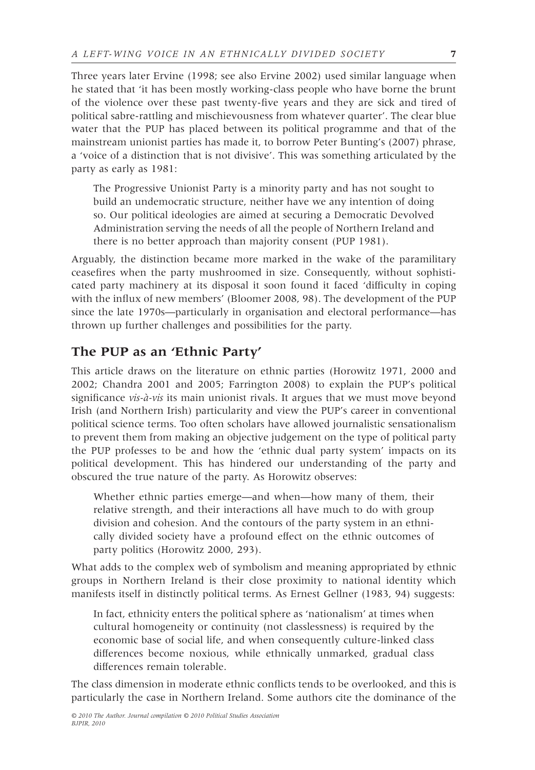Three years later Ervine (1998; see also Ervine 2002) used similar language when he stated that 'it has been mostly working-class people who have borne the brunt of the violence over these past twenty-five years and they are sick and tired of political sabre-rattling and mischievousness from whatever quarter'. The clear blue water that the PUP has placed between its political programme and that of the mainstream unionist parties has made it, to borrow Peter Bunting's (2007) phrase, a 'voice of a distinction that is not divisive'. This was something articulated by the party as early as 1981:

> The Progressive Unionist Party is a minority party and has not sought to build an undemocratic structure, neither have we any intention of doing so. Our political ideologies are aimed at securing a Democratic Devolved Administration serving the needs of all the people of Northern Ireland and there is no better approach than majority consent (PUP 1981).

Arguably, the distinction became more marked in the wake of the paramilitary ceasefires when the party mushroomed in size. Consequently, without sophisticated party machinery at its disposal it soon found it faced 'difficulty in coping with the influx of new members' (Bloomer 2008, 98). The development of the PUP since the late 1970s—particularly in organisation and electoral performance—has thrown up further challenges and possibilities for the party.

## The PUP as an 'Ethnic Party'

This article draws on the literature on ethnic parties (Horowitz 1971, 2000 and 2002; Chandra 2001 and 2005; Farrington 2008) to explain the PUP's political significance *vis-à-vis* its main unionist rivals. It argues that we must move beyond Irish (and Northern Irish) particularity and view the PUP's career in conventional political science terms. Too often scholars have allowed journalistic sensationalism to prevent them from making an objective judgement on the type of political party the PUP professes to be and how the 'ethnic dual party system' impacts on its political development. This has hindered our understanding of the party and obscured the true nature of the party. As Horowitz observes:

> Whether ethnic parties emerge—and when—how many of them, their relative strength, and their interactions all have much to do with group division and cohesion. And the contours of the party system in an ethnically divided society have a profound effect on the ethnic outcomes of party politics (Horowitz 2000, 293).

What adds to the complex web of symbolism and meaning appropriated by ethnic groups in Northern Ireland is their close proximity to national identity which manifests itself in distinctly political terms. As Ernest Gellner (1983, 94) suggests:

> In fact, ethnicity enters the political sphere as 'nationalism' at times when cultural homogeneity or continuity (not classlessness) is required by the economic base of social life, and when consequently culture-linked class differences become noxious, while ethnically unmarked, gradual class differences remain tolerable.

The class dimension in moderate ethnic conflicts tends to be overlooked, and this is particularly the case in Northern Ireland. Some authors cite the dominance of the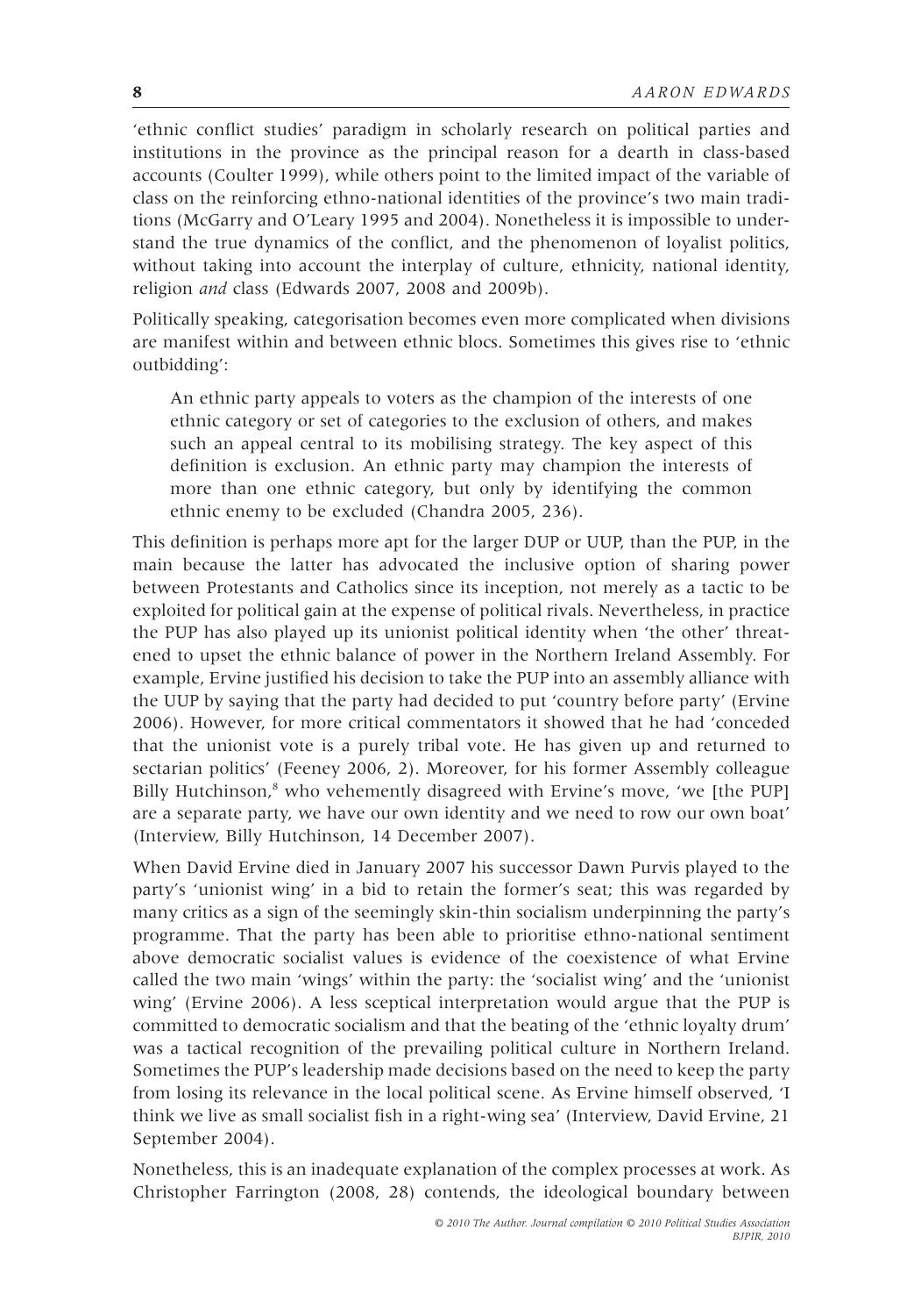'ethnic conflict studies' paradigm in scholarly research on political parties and institutions in the province as the principal reason for a dearth in class-based accounts (Coulter 1999), while others point to the limited impact of the variable of class on the reinforcing ethno-national identities of the province's two main traditions (McGarry and O'Leary 1995 and 2004). Nonetheless it is impossible to understand the true dynamics of the conflict, and the phenomenon of loyalist politics, without taking into account the interplay of culture, ethnicity, national identity, religion *and* class (Edwards 2007, 2008 and 2009b).

Politically speaking, categorisation becomes even more complicated when divisions are manifest within and between ethnic blocs. Sometimes this gives rise to 'ethnic outbidding':

> An ethnic party appeals to voters as the champion of the interests of one ethnic category or set of categories to the exclusion of others, and makes such an appeal central to its mobilising strategy. The key aspect of this definition is exclusion. An ethnic party may champion the interests of more than one ethnic category, but only by identifying the common ethnic enemy to be excluded (Chandra 2005, 236).

This definition is perhaps more apt for the larger DUP or UUP, than the PUP, in the main because the latter has advocated the inclusive option of sharing power between Protestants and Catholics since its inception, not merely as a tactic to be exploited for political gain at the expense of political rivals. Nevertheless, in practice the PUP has also played up its unionist political identity when 'the other' threatened to upset the ethnic balance of power in the Northern Ireland Assembly. For example, Ervine justified his decision to take the PUP into an assembly alliance with the UUP by saying that the party had decided to put 'country before party' (Ervine 2006). However, for more critical commentators it showed that he had 'conceded that the unionist vote is a purely tribal vote. He has given up and returned to sectarian politics' (Feeney 2006, 2). Moreover, for his former Assembly colleague Billy Hutchinson,[8] who vehemently disagreed with Ervine's move, 'we [the PUP] are a separate party, we have our own identity and we need to row our own boat' (Interview, Billy Hutchinson, 14 December 2007).

When David Ervine died in January 2007 his successor Dawn Purvis played to the party's 'unionist wing' in a bid to retain the former's seat; this was regarded by many critics as a sign of the seemingly skin-thin socialism underpinning the party's programme. That the party has been able to prioritise ethno-national sentiment above democratic socialist values is evidence of the coexistence of what Ervine called the two main 'wings' within the party: the 'socialist wing' and the 'unionist wing' (Ervine 2006). A less sceptical interpretation would argue that the PUP is committed to democratic socialism and that the beating of the 'ethnic loyalty drum' was a tactical recognition of the prevailing political culture in Northern Ireland. Sometimes the PUP's leadership made decisions based on the need to keep the party from losing its relevance in the local political scene. As Ervine himself observed, 'I think we live as small socialist fish in a right-wing sea' (Interview, David Ervine, 21 September 2004).

Nonetheless, this is an inadequate explanation of the complex processes at work. As Christopher Farrington (2008, 28) contends, the ideological boundary between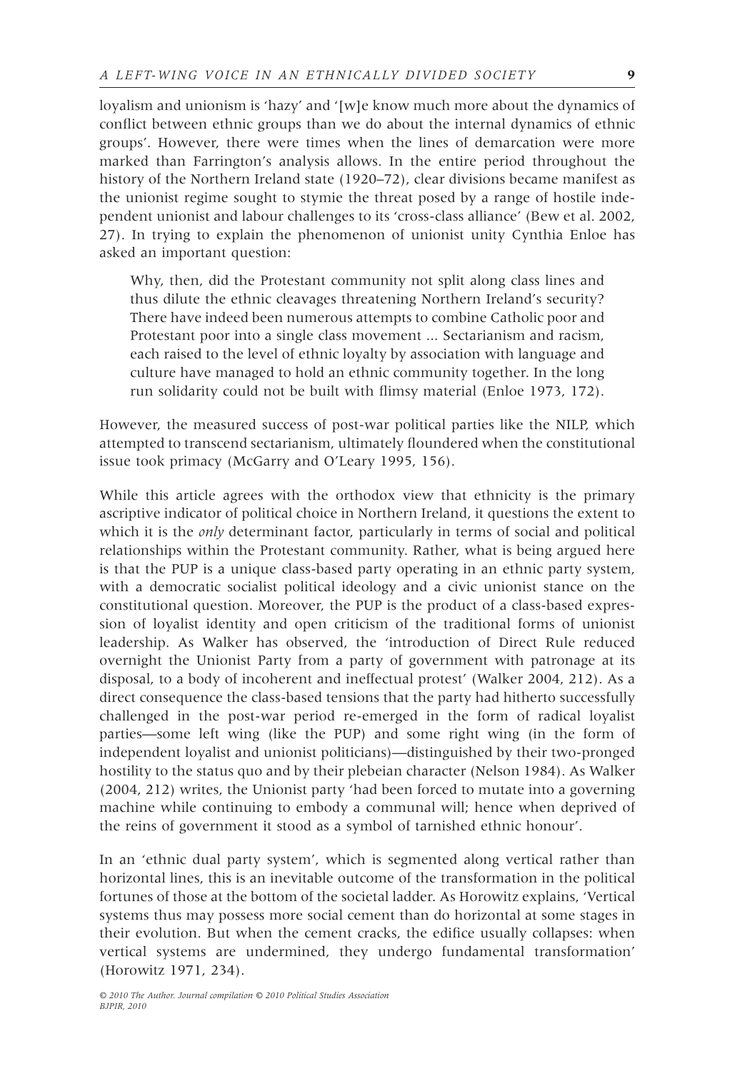loyalism and unionism is 'hazy' and '[w]e know much more about the dynamics of conflict between ethnic groups than we do about the internal dynamics of ethnic groups'. However, there were times when the lines of demarcation were more marked than Farrington's analysis allows. In the entire period throughout the history of the Northern Ireland state (1920–72), clear divisions became manifest as the unionist regime sought to stymie the threat posed by a range of hostile independent unionist and labour challenges to its 'cross-class alliance' (Bew et al. 2002, 27). In trying to explain the phenomenon of unionist unity Cynthia Enloe has asked an important question:

> Why, then, did the Protestant community not split along class lines and thus dilute the ethnic cleavages threatening Northern Ireland's security? There have indeed been numerous attempts to combine Catholic poor and Protestant poor into a single class movement ... Sectarianism and racism, each raised to the level of ethnic loyalty by association with language and culture have managed to hold an ethnic community together. In the long run solidarity could not be built with flimsy material (Enloe 1973, 172).

However, the measured success of post-war political parties like the NILP, which attempted to transcend sectarianism, ultimately floundered when the constitutional issue took primacy (McGarry and O'Leary 1995, 156).

While this article agrees with the orthodox view that ethnicity is the primary ascriptive indicator of political choice in Northern Ireland, it questions the extent to which it is the *only* determinant factor, particularly in terms of social and political relationships within the Protestant community. Rather, what is being argued here is that the PUP is a unique class-based party operating in an ethnic party system, with a democratic socialist political ideology and a civic unionist stance on the constitutional question. Moreover, the PUP is the product of a class-based expression of loyalist identity and open criticism of the traditional forms of unionist leadership. As Walker has observed, the 'introduction of Direct Rule reduced overnight the Unionist Party from a party of government with patronage at its disposal, to a body of incoherent and ineffectual protest' (Walker 2004, 212). As a direct consequence the class-based tensions that the party had hitherto successfully challenged in the post-war period re-emerged in the form of radical loyalist parties—some left wing (like the PUP) and some right wing (in the form of independent loyalist and unionist politicians)—distinguished by their two-pronged hostility to the status quo and by their plebeian character (Nelson 1984). As Walker (2004, 212) writes, the Unionist party 'had been forced to mutate into a governing machine while continuing to embody a communal will; hence when deprived of the reins of government it stood as a symbol of tarnished ethnic honour'.

In an 'ethnic dual party system', which is segmented along vertical rather than horizontal lines, this is an inevitable outcome of the transformation in the political fortunes of those at the bottom of the societal ladder. As Horowitz explains, 'Vertical systems thus may possess more social cement than do horizontal at some stages in their evolution. But when the cement cracks, the edifice usually collapses: when vertical systems are undermined, they undergo fundamental transformation' (Horowitz 1971, 234).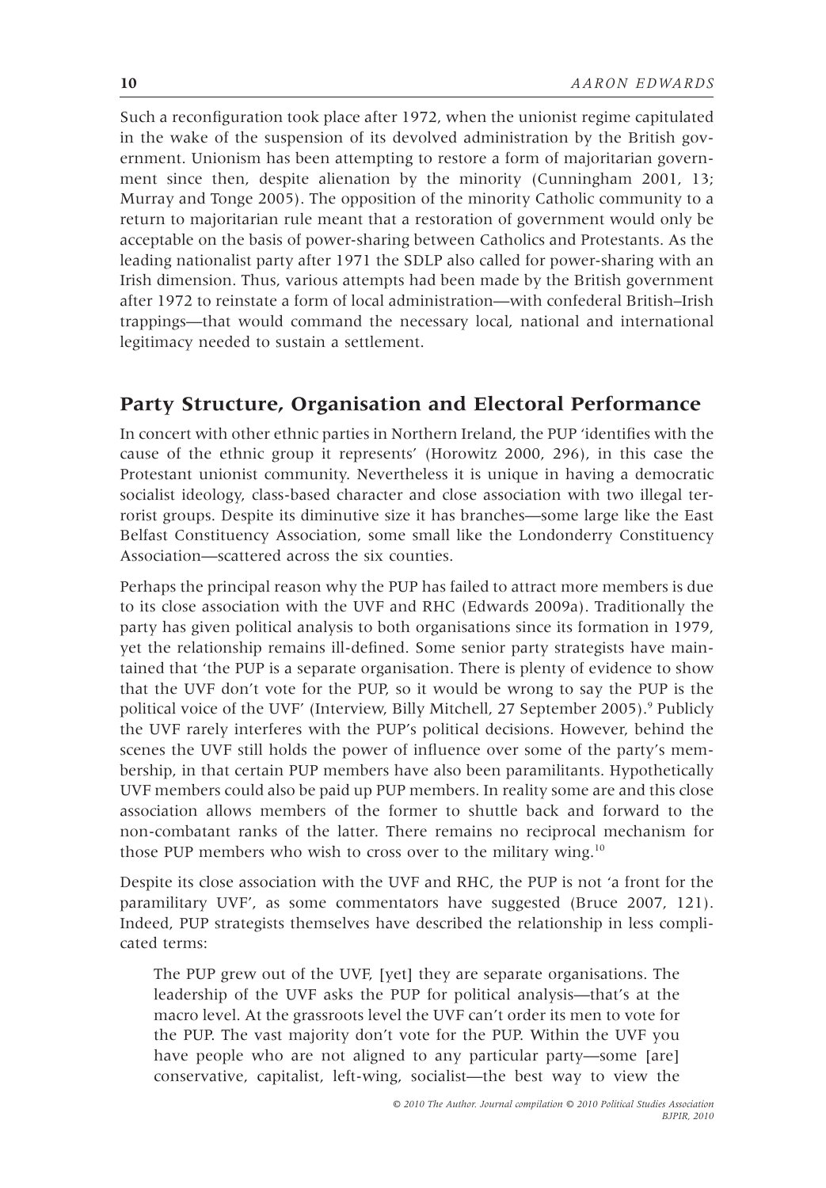Such a reconfiguration took place after 1972, when the unionist regime capitulated in the wake of the suspension of its devolved administration by the British government. Unionism has been attempting to restore a form of majoritarian government since then, despite alienation by the minority (Cunningham 2001, 13; Murray and Tonge 2005). The opposition of the minority Catholic community to a return to majoritarian rule meant that a restoration of government would only be acceptable on the basis of power-sharing between Catholics and Protestants. As the leading nationalist party after 1971 the SDLP also called for power-sharing with an Irish dimension. Thus, various attempts had been made by the British government after 1972 to reinstate a form of local administration—with confederal British–Irish trappings—that would command the necessary local, national and international legitimacy needed to sustain a settlement.

## Party Structure, Organisation and Electoral Performance

In concert with other ethnic parties in Northern Ireland, the PUP 'identifies with the cause of the ethnic group it represents' (Horowitz 2000, 296), in this case the Protestant unionist community. Nevertheless it is unique in having a democratic socialist ideology, class-based character and close association with two illegal terrorist groups. Despite its diminutive size it has branches—some large like the East Belfast Constituency Association, some small like the Londonderry Constituency Association—scattered across the six counties.

Perhaps the principal reason why the PUP has failed to attract more members is due to its close association with the UVF and RHC (Edwards 2009a). Traditionally the party has given political analysis to both organisations since its formation in 1979, yet the relationship remains ill-defined. Some senior party strategists have maintained that 'the PUP is a separate organisation. There is plenty of evidence to show that the UVF don't vote for the PUP, so it would be wrong to say the PUP is the political voice of the UVF' (Interview, Billy Mitchell, 27 September 2005).[9] Publicly the UVF rarely interferes with the PUP's political decisions. However, behind the scenes the UVF still holds the power of influence over some of the party's membership, in that certain PUP members have also been paramilitants. Hypothetically UVF members could also be paid up PUP members. In reality some are and this close association allows members of the former to shuttle back and forward to the non-combatant ranks of the latter. There remains no reciprocal mechanism for those PUP members who wish to cross over to the military wing.[10]

Despite its close association with the UVF and RHC, the PUP is not 'a front for the paramilitary UVF', as some commentators have suggested (Bruce 2007, 121). Indeed, PUP strategists themselves have described the relationship in less complicated terms:

> The PUP grew out of the UVF, [yet] they are separate organisations. The leadership of the UVF asks the PUP for political analysis—that's at the macro level. At the grassroots level the UVF can't order its men to vote for the PUP. The vast majority don't vote for the PUP. Within the UVF you have people who are not aligned to any particular party—some [are] conservative, capitalist, left-wing, socialist—the best way to view the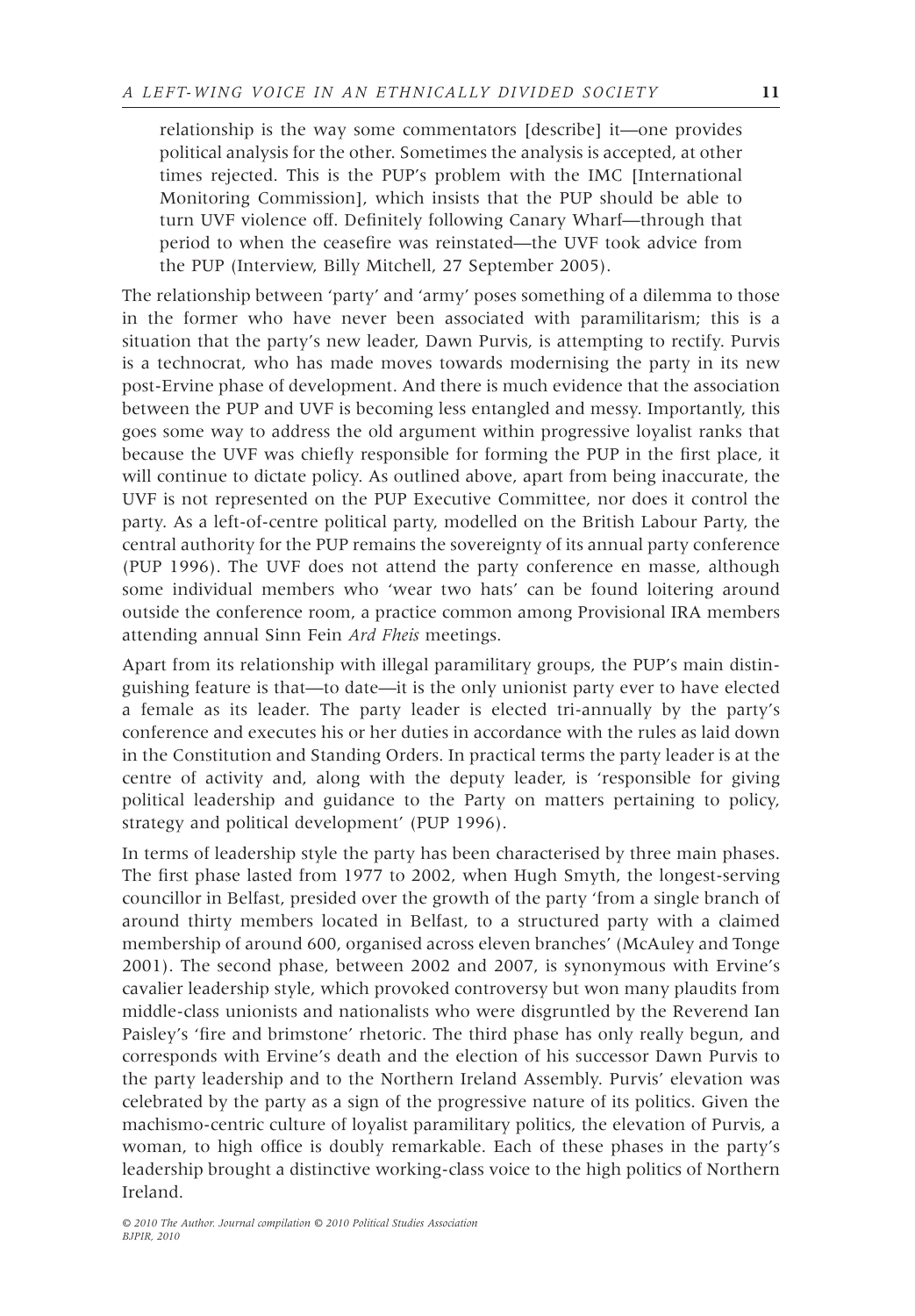> relationship is the way some commentators [describe] it—one provides political analysis for the other. Sometimes the analysis is accepted, at other times rejected. This is the PUP's problem with the IMC [International Monitoring Commission], which insists that the PUP should be able to turn UVF violence off. Definitely following Canary Wharf—through that period to when the ceasefire was reinstated—the UVF took advice from the PUP (Interview, Billy Mitchell, 27 September 2005).

The relationship between 'party' and 'army' poses something of a dilemma to those in the former who have never been associated with paramilitarism; this is a situation that the party's new leader, Dawn Purvis, is attempting to rectify. Purvis is a technocrat, who has made moves towards modernising the party in its new post-Ervine phase of development. And there is much evidence that the association between the PUP and UVF is becoming less entangled and messy. Importantly, this goes some way to address the old argument within progressive loyalist ranks that because the UVF was chiefly responsible for forming the PUP in the first place, it will continue to dictate policy. As outlined above, apart from being inaccurate, the UVF is not represented on the PUP Executive Committee, nor does it control the party. As a left-of-centre political party, modelled on the British Labour Party, the central authority for the PUP remains the sovereignty of its annual party conference (PUP 1996). The UVF does not attend the party conference en masse, although some individual members who 'wear two hats' can be found loitering around outside the conference room, a practice common among Provisional IRA members attending annual Sinn Fein *Ard Fheis* meetings.

Apart from its relationship with illegal paramilitary groups, the PUP's main distinguishing feature is that—to date—it is the only unionist party ever to have elected a female as its leader. The party leader is elected tri-annually by the party's conference and executes his or her duties in accordance with the rules as laid down in the Constitution and Standing Orders. In practical terms the party leader is at the centre of activity and, along with the deputy leader, is 'responsible for giving political leadership and guidance to the Party on matters pertaining to policy, strategy and political development' (PUP 1996).

In terms of leadership style the party has been characterised by three main phases. The first phase lasted from 1977 to 2002, when Hugh Smyth, the longest-serving councillor in Belfast, presided over the growth of the party 'from a single branch of around thirty members located in Belfast, to a structured party with a claimed membership of around 600, organised across eleven branches' (McAuley and Tonge 2001). The second phase, between 2002 and 2007, is synonymous with Ervine's cavalier leadership style, which provoked controversy but won many plaudits from middle-class unionists and nationalists who were disgruntled by the Reverend Ian Paisley's 'fire and brimstone' rhetoric. The third phase has only really begun, and corresponds with Ervine's death and the election of his successor Dawn Purvis to the party leadership and to the Northern Ireland Assembly. Purvis' elevation was celebrated by the party as a sign of the progressive nature of its politics. Given the machismo-centric culture of loyalist paramilitary politics, the elevation of Purvis, a woman, to high office is doubly remarkable. Each of these phases in the party's leadership brought a distinctive working-class voice to the high politics of Northern Ireland.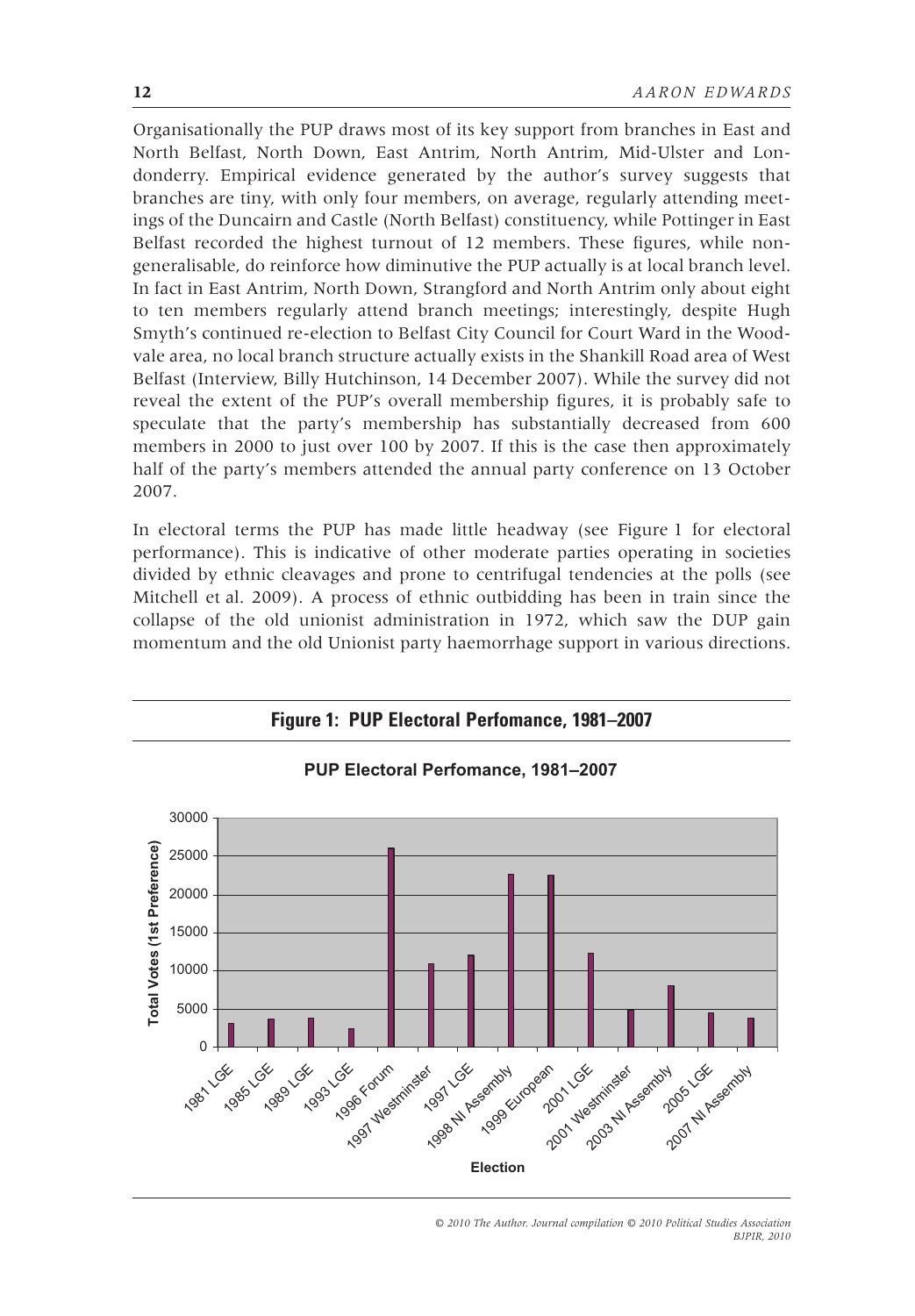Organisationally the PUP draws most of its key support from branches in East and North Belfast, North Down, East Antrim, North Antrim, Mid-Ulster and Londonderry. Empirical evidence generated by the author's survey suggests that branches are tiny, with only four members, on average, regularly attending meetings of the Duncairn and Castle (North Belfast) constituency, while Pottinger in East Belfast recorded the highest turnout of 12 members. These figures, while non-generalisable, do reinforce how diminutive the PUP actually is at local branch level. In fact in East Antrim, North Down, Strangford and North Antrim only about eight to ten members regularly attend branch meetings; interestingly, despite Hugh Smyth's continued re-election to Belfast City Council for Court Ward in the Woodvale area, no local branch structure actually exists in the Shankill Road area of West Belfast (Interview, Billy Hutchinson, 14 December 2007). While the survey did not reveal the extent of the PUP's overall membership figures, it is probably safe to speculate that the party's membership has substantially decreased from 600 members in 2000 to just over 100 by 2007. If this is the case then approximately half of the party's members attended the annual party conference on 13 October 2007.

In electoral terms the PUP has made little headway (see Figure 1 for electoral performance). This is indicative of other moderate parties operating in societies divided by ethnic cleavages and prone to centrifugal tendencies at the polls (see Mitchell et al. 2009). A process of ethnic outbidding has been in train since the collapse of the old unionist administration in 1972, which saw the DUP gain momentum and the old Unionist party haemorrhage support in various directions.

**Figure 1: PUP Electoral Perfomance, 1981–2007**

PUP Electoral Perfomance, 1981–2007

| Election | Total Votes (1st Preference) (approx.) |
|---|---|
| 1981 LGE | 3,100 |
| 1985 LGE | 3,700 |
| 1989 LGE | 3,800 |
| 1993 LGE | 2,400 |
| 1996 Forum | 26,000 |
| 1997 Westminster | 10,900 |
| 1997 LGE | 12,000 |
| 1998 NI Assembly | 22,700 |
| 1999 European | 22,500 |
| 2001 LGE | 12,300 |
| 2001 Westminster | 4,800 |
| 2003 NI Assembly | 8,000 |
| 2005 LGE | 4,500 |
| 2007 NI Assembly | 3,800 |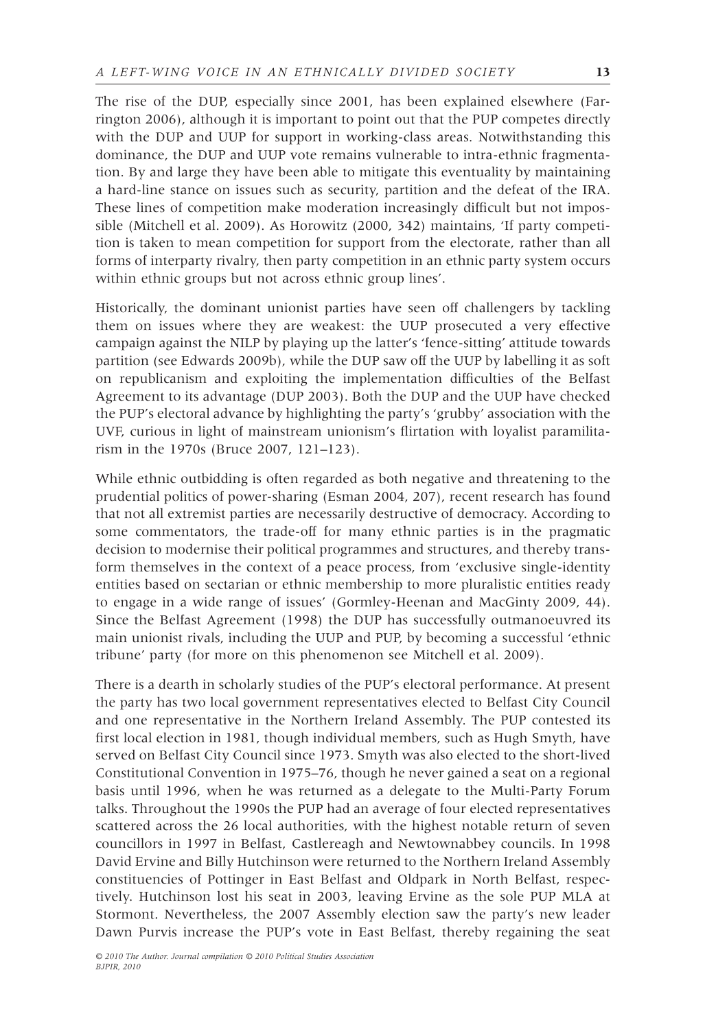The rise of the DUP, especially since 2001, has been explained elsewhere (Farrington 2006), although it is important to point out that the PUP competes directly with the DUP and UUP for support in working-class areas. Notwithstanding this dominance, the DUP and UUP vote remains vulnerable to intra-ethnic fragmentation. By and large they have been able to mitigate this eventuality by maintaining a hard-line stance on issues such as security, partition and the defeat of the IRA. These lines of competition make moderation increasingly difficult but not impossible (Mitchell et al. 2009). As Horowitz (2000, 342) maintains, 'If party competition is taken to mean competition for support from the electorate, rather than all forms of interparty rivalry, then party competition in an ethnic party system occurs within ethnic groups but not across ethnic group lines'.

Historically, the dominant unionist parties have seen off challengers by tackling them on issues where they are weakest: the UUP prosecuted a very effective campaign against the NILP by playing up the latter's 'fence-sitting' attitude towards partition (see Edwards 2009b), while the DUP saw off the UUP by labelling it as soft on republicanism and exploiting the implementation difficulties of the Belfast Agreement to its advantage (DUP 2003). Both the DUP and the UUP have checked the PUP's electoral advance by highlighting the party's 'grubby' association with the UVF, curious in light of mainstream unionism's flirtation with loyalist paramilitarism in the 1970s (Bruce 2007, 121–123).

While ethnic outbidding is often regarded as both negative and threatening to the prudential politics of power-sharing (Esman 2004, 207), recent research has found that not all extremist parties are necessarily destructive of democracy. According to some commentators, the trade-off for many ethnic parties is in the pragmatic decision to modernise their political programmes and structures, and thereby transform themselves in the context of a peace process, from 'exclusive single-identity entities based on sectarian or ethnic membership to more pluralistic entities ready to engage in a wide range of issues' (Gormley-Heenan and MacGinty 2009, 44). Since the Belfast Agreement (1998) the DUP has successfully outmanoeuvred its main unionist rivals, including the UUP and PUP, by becoming a successful 'ethnic tribune' party (for more on this phenomenon see Mitchell et al. 2009).

There is a dearth in scholarly studies of the PUP's electoral performance. At present the party has two local government representatives elected to Belfast City Council and one representative in the Northern Ireland Assembly. The PUP contested its first local election in 1981, though individual members, such as Hugh Smyth, have served on Belfast City Council since 1973. Smyth was also elected to the short-lived Constitutional Convention in 1975–76, though he never gained a seat on a regional basis until 1996, when he was returned as a delegate to the Multi-Party Forum talks. Throughout the 1990s the PUP had an average of four elected representatives scattered across the 26 local authorities, with the highest notable return of seven councillors in 1997 in Belfast, Castlereagh and Newtownabbey councils. In 1998 David Ervine and Billy Hutchinson were returned to the Northern Ireland Assembly constituencies of Pottinger in East Belfast and Oldpark in North Belfast, respectively. Hutchinson lost his seat in 2003, leaving Ervine as the sole PUP MLA at Stormont. Nevertheless, the 2007 Assembly election saw the party's new leader Dawn Purvis increase the PUP's vote in East Belfast, thereby regaining the seat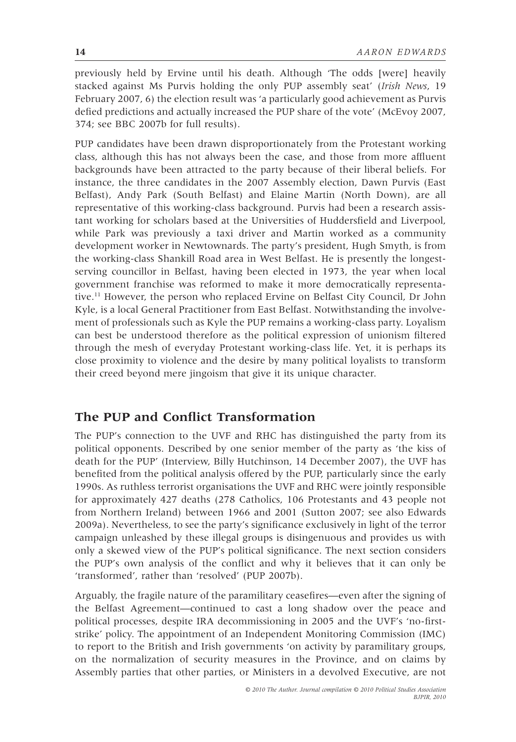previously held by Ervine until his death. Although 'The odds [were] heavily stacked against Ms Purvis holding the only PUP assembly seat' (*Irish News*, 19 February 2007, 6) the election result was 'a particularly good achievement as Purvis defied predictions and actually increased the PUP share of the vote' (McEvoy 2007, 374; see BBC 2007b for full results).

PUP candidates have been drawn disproportionately from the Protestant working class, although this has not always been the case, and those from more affluent backgrounds have been attracted to the party because of their liberal beliefs. For instance, the three candidates in the 2007 Assembly election, Dawn Purvis (East Belfast), Andy Park (South Belfast) and Elaine Martin (North Down), are all representative of this working-class background. Purvis had been a research assistant working for scholars based at the Universities of Huddersfield and Liverpool, while Park was previously a taxi driver and Martin worked as a community development worker in Newtownards. The party's president, Hugh Smyth, is from the working-class Shankill Road area in West Belfast. He is presently the longest-serving councillor in Belfast, having been elected in 1973, the year when local government franchise was reformed to make it more democratically representative.[11] However, the person who replaced Ervine on Belfast City Council, Dr John Kyle, is a local General Practitioner from East Belfast. Notwithstanding the involvement of professionals such as Kyle the PUP remains a working-class party. Loyalism can best be understood therefore as the political expression of unionism filtered through the mesh of everyday Protestant working-class life. Yet, it is perhaps its close proximity to violence and the desire by many political loyalists to transform their creed beyond mere jingoism that give it its unique character.

## The PUP and Conflict Transformation

The PUP's connection to the UVF and RHC has distinguished the party from its political opponents. Described by one senior member of the party as 'the kiss of death for the PUP' (Interview, Billy Hutchinson, 14 December 2007), the UVF has benefited from the political analysis offered by the PUP, particularly since the early 1990s. As ruthless terrorist organisations the UVF and RHC were jointly responsible for approximately 427 deaths (278 Catholics, 106 Protestants and 43 people not from Northern Ireland) between 1966 and 2001 (Sutton 2007; see also Edwards 2009a). Nevertheless, to see the party's significance exclusively in light of the terror campaign unleashed by these illegal groups is disingenuous and provides us with only a skewed view of the PUP's political significance. The next section considers the PUP's own analysis of the conflict and why it believes that it can only be 'transformed', rather than 'resolved' (PUP 2007b).

Arguably, the fragile nature of the paramilitary ceasefires—even after the signing of the Belfast Agreement—continued to cast a long shadow over the peace and political processes, despite IRA decommissioning in 2005 and the UVF's 'no-first-strike' policy. The appointment of an Independent Monitoring Commission (IMC) to report to the British and Irish governments 'on activity by paramilitary groups, on the normalization of security measures in the Province, and on claims by Assembly parties that other parties, or Ministers in a devolved Executive, are not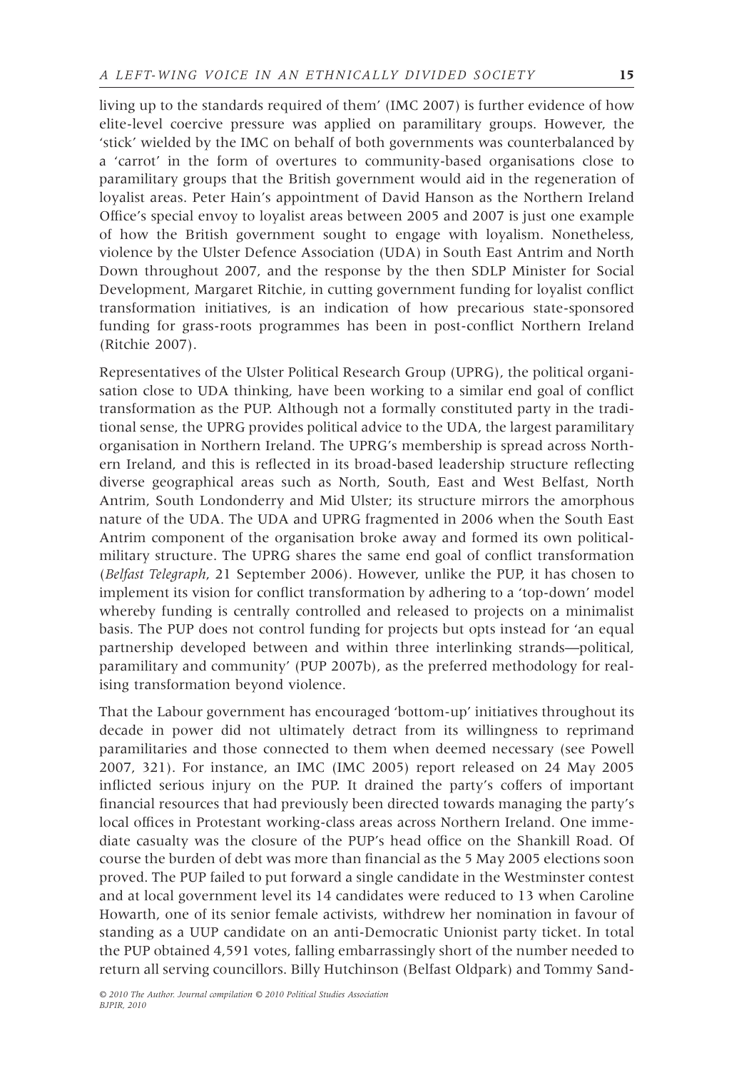living up to the standards required of them' (IMC 2007) is further evidence of how elite-level coercive pressure was applied on paramilitary groups. However, the 'stick' wielded by the IMC on behalf of both governments was counterbalanced by a 'carrot' in the form of overtures to community-based organisations close to paramilitary groups that the British government would aid in the regeneration of loyalist areas. Peter Hain's appointment of David Hanson as the Northern Ireland Office's special envoy to loyalist areas between 2005 and 2007 is just one example of how the British government sought to engage with loyalism. Nonetheless, violence by the Ulster Defence Association (UDA) in South East Antrim and North Down throughout 2007, and the response by the then SDLP Minister for Social Development, Margaret Ritchie, in cutting government funding for loyalist conflict transformation initiatives, is an indication of how precarious state-sponsored funding for grass-roots programmes has been in post-conflict Northern Ireland (Ritchie 2007).

Representatives of the Ulster Political Research Group (UPRG), the political organisation close to UDA thinking, have been working to a similar end goal of conflict transformation as the PUP. Although not a formally constituted party in the traditional sense, the UPRG provides political advice to the UDA, the largest paramilitary organisation in Northern Ireland. The UPRG's membership is spread across Northern Ireland, and this is reflected in its broad-based leadership structure reflecting diverse geographical areas such as North, South, East and West Belfast, North Antrim, South Londonderry and Mid Ulster; its structure mirrors the amorphous nature of the UDA. The UDA and UPRG fragmented in 2006 when the South East Antrim component of the organisation broke away and formed its own political-military structure. The UPRG shares the same end goal of conflict transformation (*Belfast Telegraph*, 21 September 2006). However, unlike the PUP, it has chosen to implement its vision for conflict transformation by adhering to a 'top-down' model whereby funding is centrally controlled and released to projects on a minimalist basis. The PUP does not control funding for projects but opts instead for 'an equal partnership developed between and within three interlinking strands—political, paramilitary and community' (PUP 2007b), as the preferred methodology for realising transformation beyond violence.

That the Labour government has encouraged 'bottom-up' initiatives throughout its decade in power did not ultimately detract from its willingness to reprimand paramilitaries and those connected to them when deemed necessary (see Powell 2007, 321). For instance, an IMC (IMC 2005) report released on 24 May 2005 inflicted serious injury on the PUP. It drained the party's coffers of important financial resources that had previously been directed towards managing the party's local offices in Protestant working-class areas across Northern Ireland. One immediate casualty was the closure of the PUP's head office on the Shankill Road. Of course the burden of debt was more than financial as the 5 May 2005 elections soon proved. The PUP failed to put forward a single candidate in the Westminster contest and at local government level its 14 candidates were reduced to 13 when Caroline Howarth, one of its senior female activists, withdrew her nomination in favour of standing as a UUP candidate on an anti-Democratic Unionist party ticket. In total the PUP obtained 4,591 votes, falling embarrassingly short of the number needed to return all serving councillors. Billy Hutchinson (Belfast Oldpark) and Tommy Sand-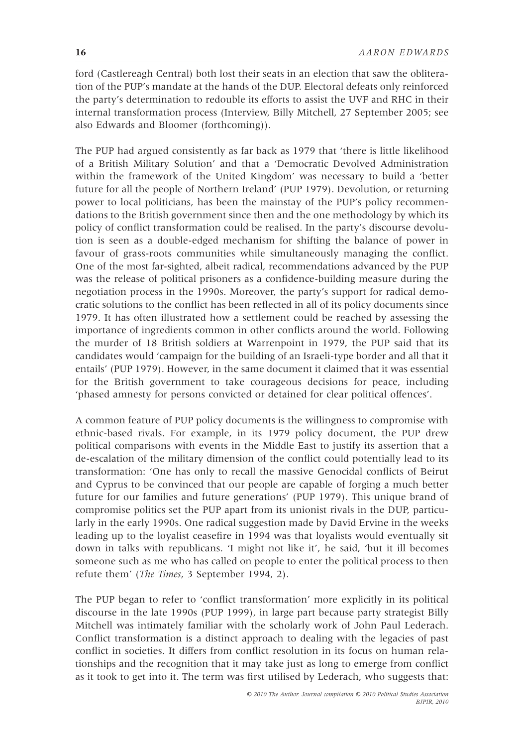ford (Castlereagh Central) both lost their seats in an election that saw the obliteration of the PUP's mandate at the hands of the DUP. Electoral defeats only reinforced the party's determination to redouble its efforts to assist the UVF and RHC in their internal transformation process (Interview, Billy Mitchell, 27 September 2005; see also Edwards and Bloomer (forthcoming)).

The PUP had argued consistently as far back as 1979 that 'there is little likelihood of a British Military Solution' and that a 'Democratic Devolved Administration within the framework of the United Kingdom' was necessary to build a 'better future for all the people of Northern Ireland' (PUP 1979). Devolution, or returning power to local politicians, has been the mainstay of the PUP's policy recommendations to the British government since then and the one methodology by which its policy of conflict transformation could be realised. In the party's discourse devolution is seen as a double-edged mechanism for shifting the balance of power in favour of grass-roots communities while simultaneously managing the conflict. One of the most far-sighted, albeit radical, recommendations advanced by the PUP was the release of political prisoners as a confidence-building measure during the negotiation process in the 1990s. Moreover, the party's support for radical democratic solutions to the conflict has been reflected in all of its policy documents since 1979. It has often illustrated how a settlement could be reached by assessing the importance of ingredients common in other conflicts around the world. Following the murder of 18 British soldiers at Warrenpoint in 1979, the PUP said that its candidates would 'campaign for the building of an Israeli-type border and all that it entails' (PUP 1979). However, in the same document it claimed that it was essential for the British government to take courageous decisions for peace, including 'phased amnesty for persons convicted or detained for clear political offences'.

A common feature of PUP policy documents is the willingness to compromise with ethnic-based rivals. For example, in its 1979 policy document, the PUP drew political comparisons with events in the Middle East to justify its assertion that a de-escalation of the military dimension of the conflict could potentially lead to its transformation: 'One has only to recall the massive Genocidal conflicts of Beirut and Cyprus to be convinced that our people are capable of forging a much better future for our families and future generations' (PUP 1979). This unique brand of compromise politics set the PUP apart from its unionist rivals in the DUP, particularly in the early 1990s. One radical suggestion made by David Ervine in the weeks leading up to the loyalist ceasefire in 1994 was that loyalists would eventually sit down in talks with republicans. 'I might not like it', he said, 'but it ill becomes someone such as me who has called on people to enter the political process to then refute them' (*The Times*, 3 September 1994, 2).

The PUP began to refer to 'conflict transformation' more explicitly in its political discourse in the late 1990s (PUP 1999), in large part because party strategist Billy Mitchell was intimately familiar with the scholarly work of John Paul Lederach. Conflict transformation is a distinct approach to dealing with the legacies of past conflict in societies. It differs from conflict resolution in its focus on human relationships and the recognition that it may take just as long to emerge from conflict as it took to get into it. The term was first utilised by Lederach, who suggests that: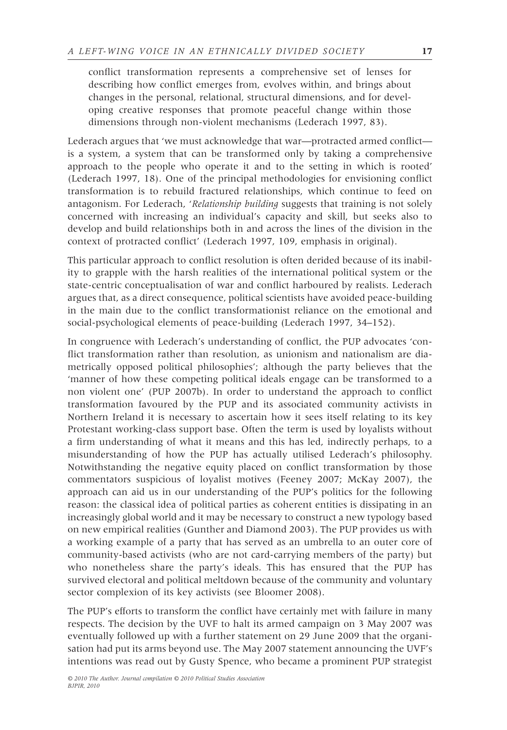> conflict transformation represents a comprehensive set of lenses for describing how conflict emerges from, evolves within, and brings about changes in the personal, relational, structural dimensions, and for developing creative responses that promote peaceful change within those dimensions through non-violent mechanisms (Lederach 1997, 83).

Lederach argues that 'we must acknowledge that war—protracted armed conflict—is a system, a system that can be transformed only by taking a comprehensive approach to the people who operate it and to the setting in which is rooted' (Lederach 1997, 18). One of the principal methodologies for envisioning conflict transformation is to rebuild fractured relationships, which continue to feed on antagonism. For Lederach, '*Relationship building* suggests that training is not solely concerned with increasing an individual's capacity and skill, but seeks also to develop and build relationships both in and across the lines of the division in the context of protracted conflict' (Lederach 1997, 109, emphasis in original).

This particular approach to conflict resolution is often derided because of its inability to grapple with the harsh realities of the international political system or the state-centric conceptualisation of war and conflict harboured by realists. Lederach argues that, as a direct consequence, political scientists have avoided peace-building in the main due to the conflict transformationist reliance on the emotional and social-psychological elements of peace-building (Lederach 1997, 34–152).

In congruence with Lederach's understanding of conflict, the PUP advocates 'conflict transformation rather than resolution, as unionism and nationalism are diametrically opposed political philosophies'; although the party believes that the 'manner of how these competing political ideals engage can be transformed to a non violent one' (PUP 2007b). In order to understand the approach to conflict transformation favoured by the PUP and its associated community activists in Northern Ireland it is necessary to ascertain how it sees itself relating to its key Protestant working-class support base. Often the term is used by loyalists without a firm understanding of what it means and this has led, indirectly perhaps, to a misunderstanding of how the PUP has actually utilised Lederach's philosophy. Notwithstanding the negative equity placed on conflict transformation by those commentators suspicious of loyalist motives (Feeney 2007; McKay 2007), the approach can aid us in our understanding of the PUP's politics for the following reason: the classical idea of political parties as coherent entities is dissipating in an increasingly global world and it may be necessary to construct a new typology based on new empirical realities (Gunther and Diamond 2003). The PUP provides us with a working example of a party that has served as an umbrella to an outer core of community-based activists (who are not card-carrying members of the party) but who nonetheless share the party's ideals. This has ensured that the PUP has survived electoral and political meltdown because of the community and voluntary sector complexion of its key activists (see Bloomer 2008).

The PUP's efforts to transform the conflict have certainly met with failure in many respects. The decision by the UVF to halt its armed campaign on 3 May 2007 was eventually followed up with a further statement on 29 June 2009 that the organisation had put its arms beyond use. The May 2007 statement announcing the UVF's intentions was read out by Gusty Spence, who became a prominent PUP strategist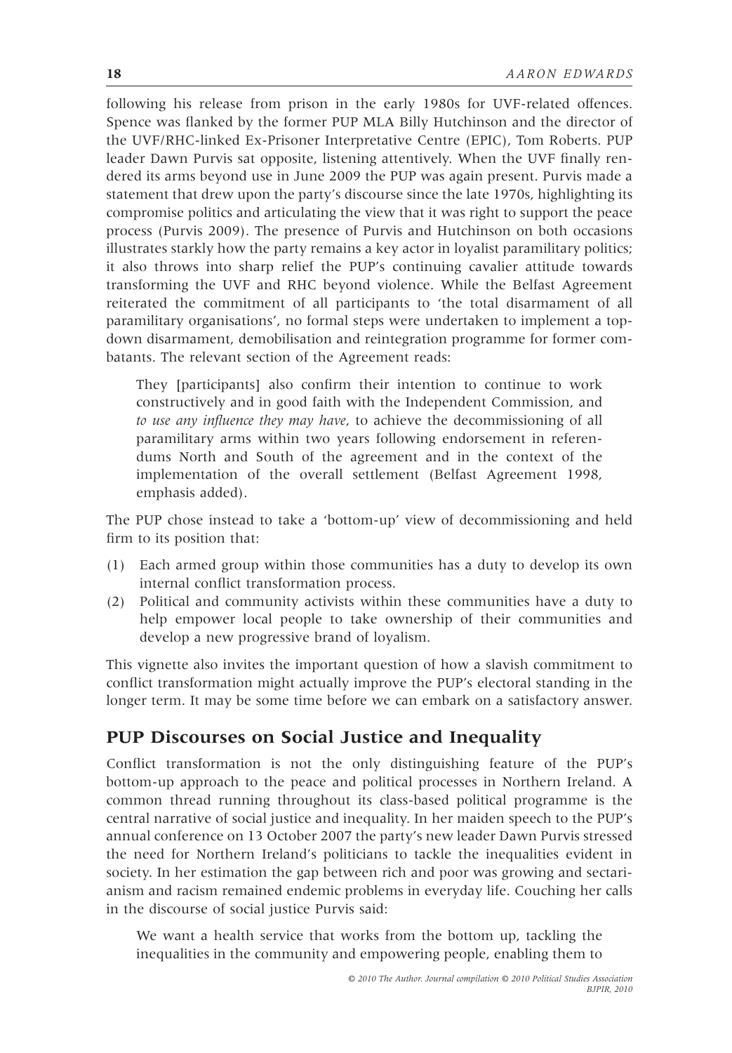following his release from prison in the early 1980s for UVF-related offences. Spence was flanked by the former PUP MLA Billy Hutchinson and the director of the UVF/RHC-linked Ex-Prisoner Interpretative Centre (EPIC), Tom Roberts. PUP leader Dawn Purvis sat opposite, listening attentively. When the UVF finally rendered its arms beyond use in June 2009 the PUP was again present. Purvis made a statement that drew upon the party's discourse since the late 1970s, highlighting its compromise politics and articulating the view that it was right to support the peace process (Purvis 2009). The presence of Purvis and Hutchinson on both occasions illustrates starkly how the party remains a key actor in loyalist paramilitary politics; it also throws into sharp relief the PUP's continuing cavalier attitude towards transforming the UVF and RHC beyond violence. While the Belfast Agreement reiterated the commitment of all participants to 'the total disarmament of all paramilitary organisations', no formal steps were undertaken to implement a top-down disarmament, demobilisation and reintegration programme for former combatants. The relevant section of the Agreement reads:

> They [participants] also confirm their intention to continue to work constructively and in good faith with the Independent Commission, and *to use any influence they may have*, to achieve the decommissioning of all paramilitary arms within two years following endorsement in referendums North and South of the agreement and in the context of the implementation of the overall settlement (Belfast Agreement 1998, emphasis added).

The PUP chose instead to take a 'bottom-up' view of decommissioning and held firm to its position that:

(1) Each armed group within those communities has a duty to develop its own internal conflict transformation process.
(2) Political and community activists within these communities have a duty to help empower local people to take ownership of their communities and develop a new progressive brand of loyalism.

This vignette also invites the important question of how a slavish commitment to conflict transformation might actually improve the PUP's electoral standing in the longer term. It may be some time before we can embark on a satisfactory answer.

## PUP Discourses on Social Justice and Inequality

Conflict transformation is not the only distinguishing feature of the PUP's bottom-up approach to the peace and political processes in Northern Ireland. A common thread running throughout its class-based political programme is the central narrative of social justice and inequality. In her maiden speech to the PUP's annual conference on 13 October 2007 the party's new leader Dawn Purvis stressed the need for Northern Ireland's politicians to tackle the inequalities evident in society. In her estimation the gap between rich and poor was growing and sectarianism and racism remained endemic problems in everyday life. Couching her calls in the discourse of social justice Purvis said:

> We want a health service that works from the bottom up, tackling the inequalities in the community and empowering people, enabling them to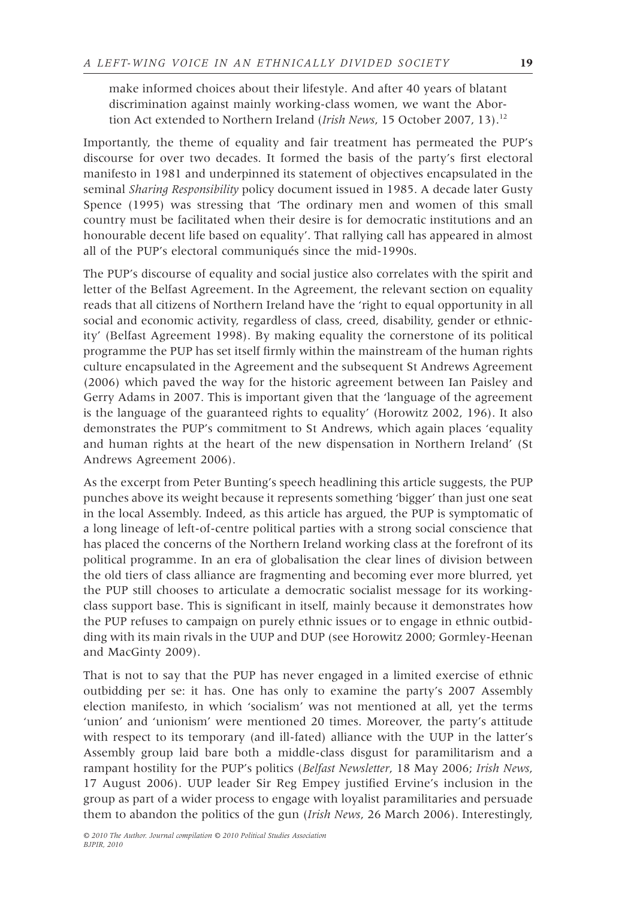make informed choices about their lifestyle. And after 40 years of blatant discrimination against mainly working-class women, we want the Abortion Act extended to Northern Ireland (*Irish News*, 15 October 2007, 13).[12]

Importantly, the theme of equality and fair treatment has permeated the PUP's discourse for over two decades. It formed the basis of the party's first electoral manifesto in 1981 and underpinned its statement of objectives encapsulated in the seminal *Sharing Responsibility* policy document issued in 1985. A decade later Gusty Spence (1995) was stressing that 'The ordinary men and women of this small country must be facilitated when their desire is for democratic institutions and an honourable decent life based on equality'. That rallying call has appeared in almost all of the PUP's electoral communiqués since the mid-1990s.

The PUP's discourse of equality and social justice also correlates with the spirit and letter of the Belfast Agreement. In the Agreement, the relevant section on equality reads that all citizens of Northern Ireland have the 'right to equal opportunity in all social and economic activity, regardless of class, creed, disability, gender or ethnicity' (Belfast Agreement 1998). By making equality the cornerstone of its political programme the PUP has set itself firmly within the mainstream of the human rights culture encapsulated in the Agreement and the subsequent St Andrews Agreement (2006) which paved the way for the historic agreement between Ian Paisley and Gerry Adams in 2007. This is important given that the 'language of the agreement is the language of the guaranteed rights to equality' (Horowitz 2002, 196). It also demonstrates the PUP's commitment to St Andrews, which again places 'equality and human rights at the heart of the new dispensation in Northern Ireland' (St Andrews Agreement 2006).

As the excerpt from Peter Bunting's speech headlining this article suggests, the PUP punches above its weight because it represents something 'bigger' than just one seat in the local Assembly. Indeed, as this article has argued, the PUP is symptomatic of a long lineage of left-of-centre political parties with a strong social conscience that has placed the concerns of the Northern Ireland working class at the forefront of its political programme. In an era of globalisation the clear lines of division between the old tiers of class alliance are fragmenting and becoming ever more blurred, yet the PUP still chooses to articulate a democratic socialist message for its working-class support base. This is significant in itself, mainly because it demonstrates how the PUP refuses to campaign on purely ethnic issues or to engage in ethnic outbidding with its main rivals in the UUP and DUP (see Horowitz 2000; Gormley-Heenan and MacGinty 2009).

That is not to say that the PUP has never engaged in a limited exercise of ethnic outbidding per se: it has. One has only to examine the party's 2007 Assembly election manifesto, in which 'socialism' was not mentioned at all, yet the terms 'union' and 'unionism' were mentioned 20 times. Moreover, the party's attitude with respect to its temporary (and ill-fated) alliance with the UUP in the latter's Assembly group laid bare both a middle-class disgust for paramilitarism and a rampant hostility for the PUP's politics (*Belfast Newsletter*, 18 May 2006; *Irish News*, 17 August 2006). UUP leader Sir Reg Empey justified Ervine's inclusion in the group as part of a wider process to engage with loyalist paramilitaries and persuade them to abandon the politics of the gun (*Irish News*, 26 March 2006). Interestingly,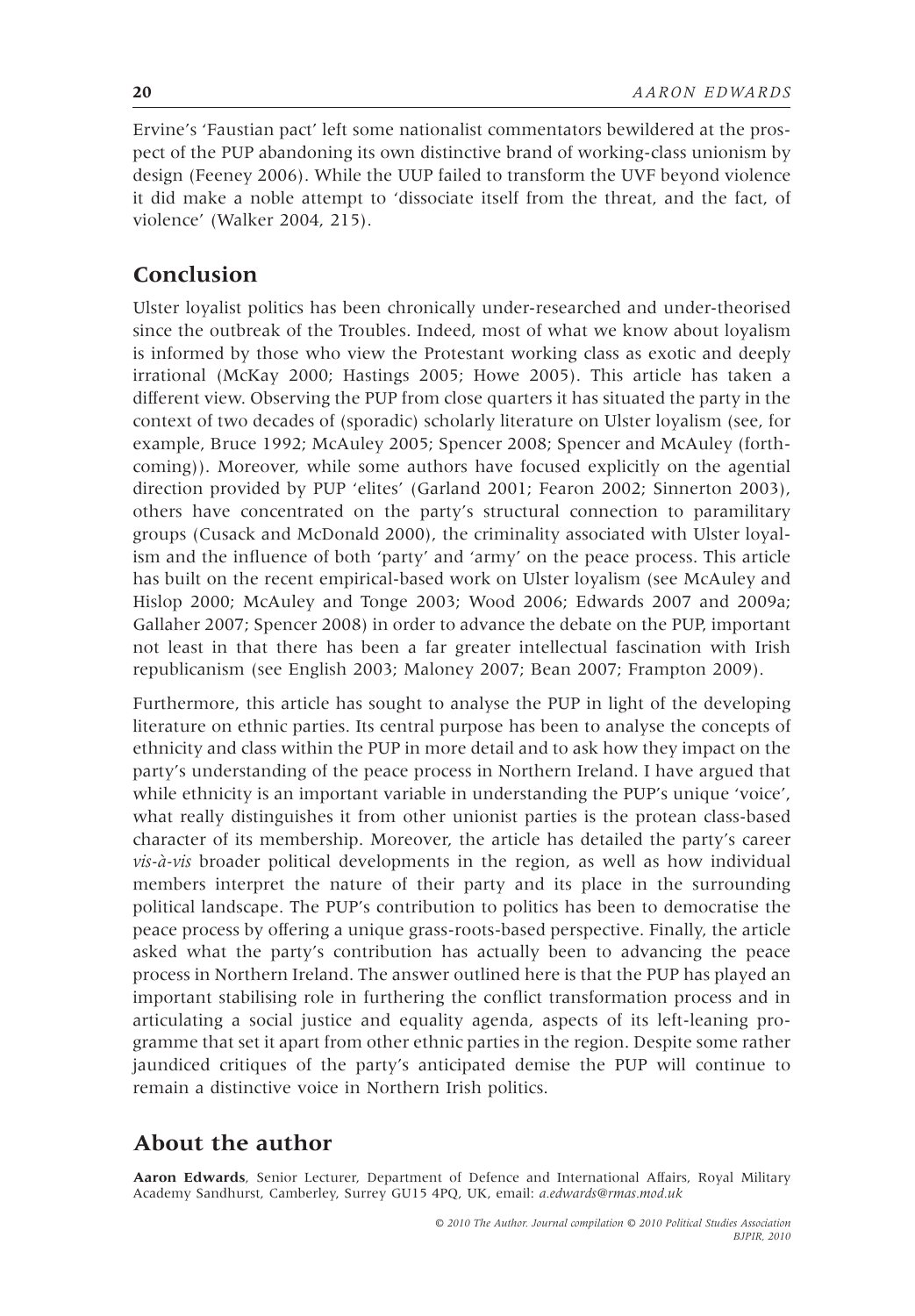Ervine's 'Faustian pact' left some nationalist commentators bewildered at the prospect of the PUP abandoning its own distinctive brand of working-class unionism by design (Feeney 2006). While the UUP failed to transform the UVF beyond violence it did make a noble attempt to 'dissociate itself from the threat, and the fact, of violence' (Walker 2004, 215).

## Conclusion

Ulster loyalist politics has been chronically under-researched and under-theorised since the outbreak of the Troubles. Indeed, most of what we know about loyalism is informed by those who view the Protestant working class as exotic and deeply irrational (McKay 2000; Hastings 2005; Howe 2005). This article has taken a different view. Observing the PUP from close quarters it has situated the party in the context of two decades of (sporadic) scholarly literature on Ulster loyalism (see, for example, Bruce 1992; McAuley 2005; Spencer 2008; Spencer and McAuley (forthcoming)). Moreover, while some authors have focused explicitly on the agential direction provided by PUP 'elites' (Garland 2001; Fearon 2002; Sinnerton 2003), others have concentrated on the party's structural connection to paramilitary groups (Cusack and McDonald 2000), the criminality associated with Ulster loyalism and the influence of both 'party' and 'army' on the peace process. This article has built on the recent empirical-based work on Ulster loyalism (see McAuley and Hislop 2000; McAuley and Tonge 2003; Wood 2006; Edwards 2007 and 2009a; Gallaher 2007; Spencer 2008) in order to advance the debate on the PUP, important not least in that there has been a far greater intellectual fascination with Irish republicanism (see English 2003; Maloney 2007; Bean 2007; Frampton 2009).

Furthermore, this article has sought to analyse the PUP in light of the developing literature on ethnic parties. Its central purpose has been to analyse the concepts of ethnicity and class within the PUP in more detail and to ask how they impact on the party's understanding of the peace process in Northern Ireland. I have argued that while ethnicity is an important variable in understanding the PUP's unique 'voice', what really distinguishes it from other unionist parties is the protean class-based character of its membership. Moreover, the article has detailed the party's career *vis-à-vis* broader political developments in the region, as well as how individual members interpret the nature of their party and its place in the surrounding political landscape. The PUP's contribution to politics has been to democratise the peace process by offering a unique grass-roots-based perspective. Finally, the article asked what the party's contribution has actually been to advancing the peace process in Northern Ireland. The answer outlined here is that the PUP has played an important stabilising role in furthering the conflict transformation process and in articulating a social justice and equality agenda, aspects of its left-leaning programme that set it apart from other ethnic parties in the region. Despite some rather jaundiced critiques of the party's anticipated demise the PUP will continue to remain a distinctive voice in Northern Irish politics.

## About the author

**Aaron Edwards**, Senior Lecturer, Department of Defence and International Affairs, Royal Military Academy Sandhurst, Camberley, Surrey GU15 4PQ, UK, email: *a.edwards@rmas.mod.uk*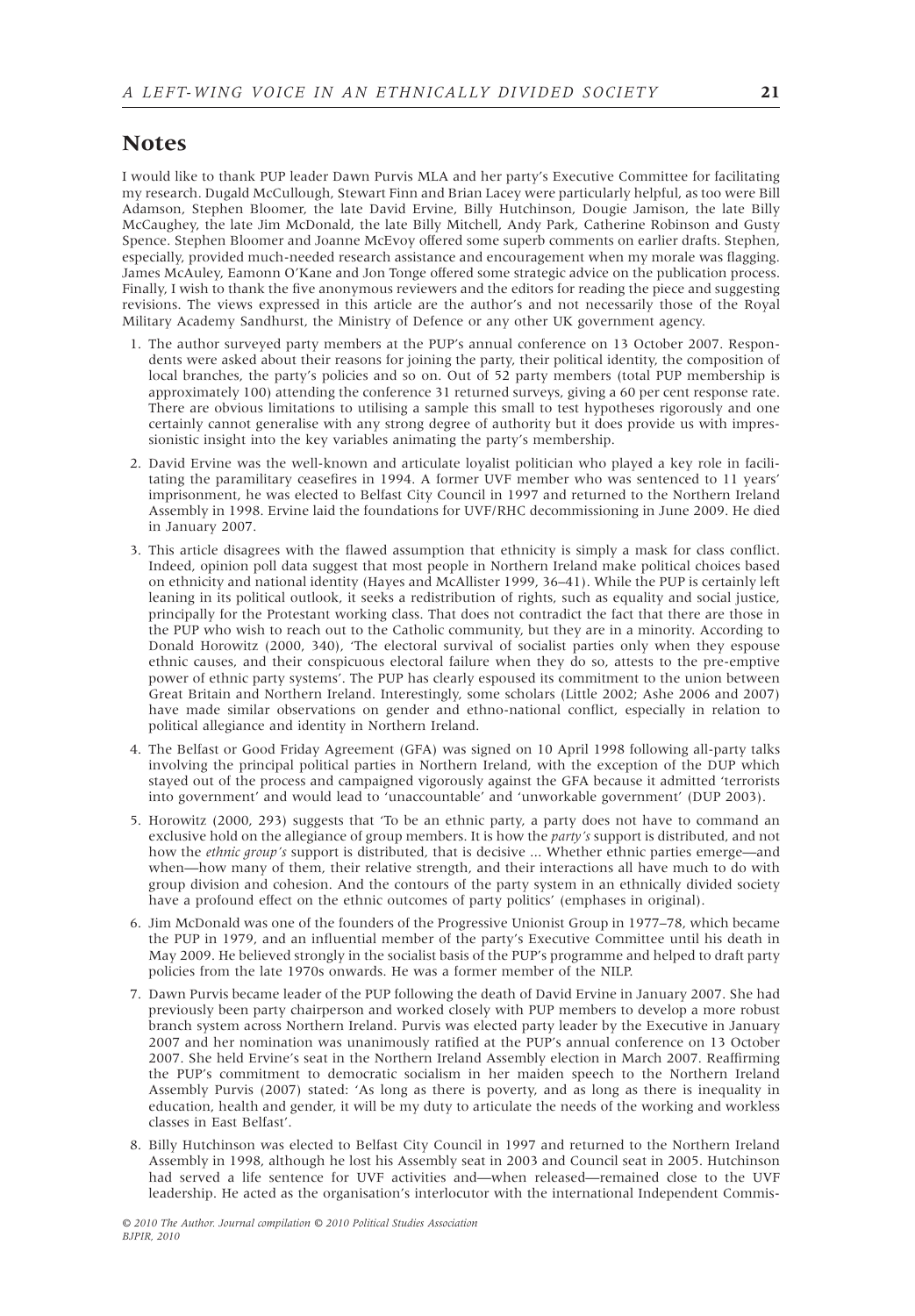## Notes

I would like to thank PUP leader Dawn Purvis MLA and her party's Executive Committee for facilitating my research. Dugald McCullough, Stewart Finn and Brian Lacey were particularly helpful, as too were Bill Adamson, Stephen Bloomer, the late David Ervine, Billy Hutchinson, Dougie Jamison, the late Billy McCaughey, the late Jim McDonald, the late Billy Mitchell, Andy Park, Catherine Robinson and Gusty Spence. Stephen Bloomer and Joanne McEvoy offered some superb comments on earlier drafts. Stephen, especially, provided much-needed research assistance and encouragement when my morale was flagging. James McAuley, Eamonn O'Kane and Jon Tonge offered some strategic advice on the publication process. Finally, I wish to thank the five anonymous reviewers and the editors for reading the piece and suggesting revisions. The views expressed in this article are the author's and not necessarily those of the Royal Military Academy Sandhurst, the Ministry of Defence or any other UK government agency.

1. The author surveyed party members at the PUP's annual conference on 13 October 2007. Respondents were asked about their reasons for joining the party, their political identity, the composition of local branches, the party's policies and so on. Out of 52 party members (total PUP membership is approximately 100) attending the conference 31 returned surveys, giving a 60 per cent response rate. There are obvious limitations to utilising a sample this small to test hypotheses rigorously and one certainly cannot generalise with any strong degree of authority but it does provide us with impressionistic insight into the key variables animating the party's membership.
2. David Ervine was the well-known and articulate loyalist politician who played a key role in facilitating the paramilitary ceasefires in 1994. A former UVF member who was sentenced to 11 years' imprisonment, he was elected to Belfast City Council in 1997 and returned to the Northern Ireland Assembly in 1998. Ervine laid the foundations for UVF/RHC decommissioning in June 2009. He died in January 2007.
3. This article disagrees with the flawed assumption that ethnicity is simply a mask for class conflict. Indeed, opinion poll data suggest that most people in Northern Ireland make political choices based on ethnicity and national identity (Hayes and McAllister 1999, 36–41). While the PUP is certainly left leaning in its political outlook, it seeks a redistribution of rights, such as equality and social justice, principally for the Protestant working class. That does not contradict the fact that there are those in the PUP who wish to reach out to the Catholic community, but they are in a minority. According to Donald Horowitz (2000, 340), 'The electoral survival of socialist parties only when they espouse ethnic causes, and their conspicuous electoral failure when they do so, attests to the pre-emptive power of ethnic party systems'. The PUP has clearly espoused its commitment to the union between Great Britain and Northern Ireland. Interestingly, some scholars (Little 2002; Ashe 2006 and 2007) have made similar observations on gender and ethno-national conflict, especially in relation to political allegiance and identity in Northern Ireland.
4. The Belfast or Good Friday Agreement (GFA) was signed on 10 April 1998 following all-party talks involving the principal political parties in Northern Ireland, with the exception of the DUP which stayed out of the process and campaigned vigorously against the GFA because it admitted 'terrorists into government' and would lead to 'unaccountable' and 'unworkable government' (DUP 2003).
5. Horowitz (2000, 293) suggests that 'To be an ethnic party, a party does not have to command an exclusive hold on the allegiance of group members. It is how the *party's* support is distributed, and not how the *ethnic group's* support is distributed, that is decisive ... Whether ethnic parties emerge—and when—how many of them, their relative strength, and their interactions all have much to do with group division and cohesion. And the contours of the party system in an ethnically divided society have a profound effect on the ethnic outcomes of party politics' (emphases in original).
6. Jim McDonald was one of the founders of the Progressive Unionist Group in 1977–78, which became the PUP in 1979, and an influential member of the party's Executive Committee until his death in May 2009. He believed strongly in the socialist basis of the PUP's programme and helped to draft party policies from the late 1970s onwards. He was a former member of the NILP.
7. Dawn Purvis became leader of the PUP following the death of David Ervine in January 2007. She had previously been party chairperson and worked closely with PUP members to develop a more robust branch system across Northern Ireland. Purvis was elected party leader by the Executive in January 2007 and her nomination was unanimously ratified at the PUP's annual conference on 13 October 2007. She held Ervine's seat in the Northern Ireland Assembly election in March 2007. Reaffirming the PUP's commitment to democratic socialism in her maiden speech to the Northern Ireland Assembly Purvis (2007) stated: 'As long as there is poverty, and as long as there is inequality in education, health and gender, it will be my duty to articulate the needs of the working and workless classes in East Belfast'.
8. Billy Hutchinson was elected to Belfast City Council in 1997 and returned to the Northern Ireland Assembly in 1998, although he lost his Assembly seat in 2003 and Council seat in 2005. Hutchinson had served a life sentence for UVF activities and—when released—remained close to the UVF leadership. He acted as the organisation's interlocutor with the international Independent Commis-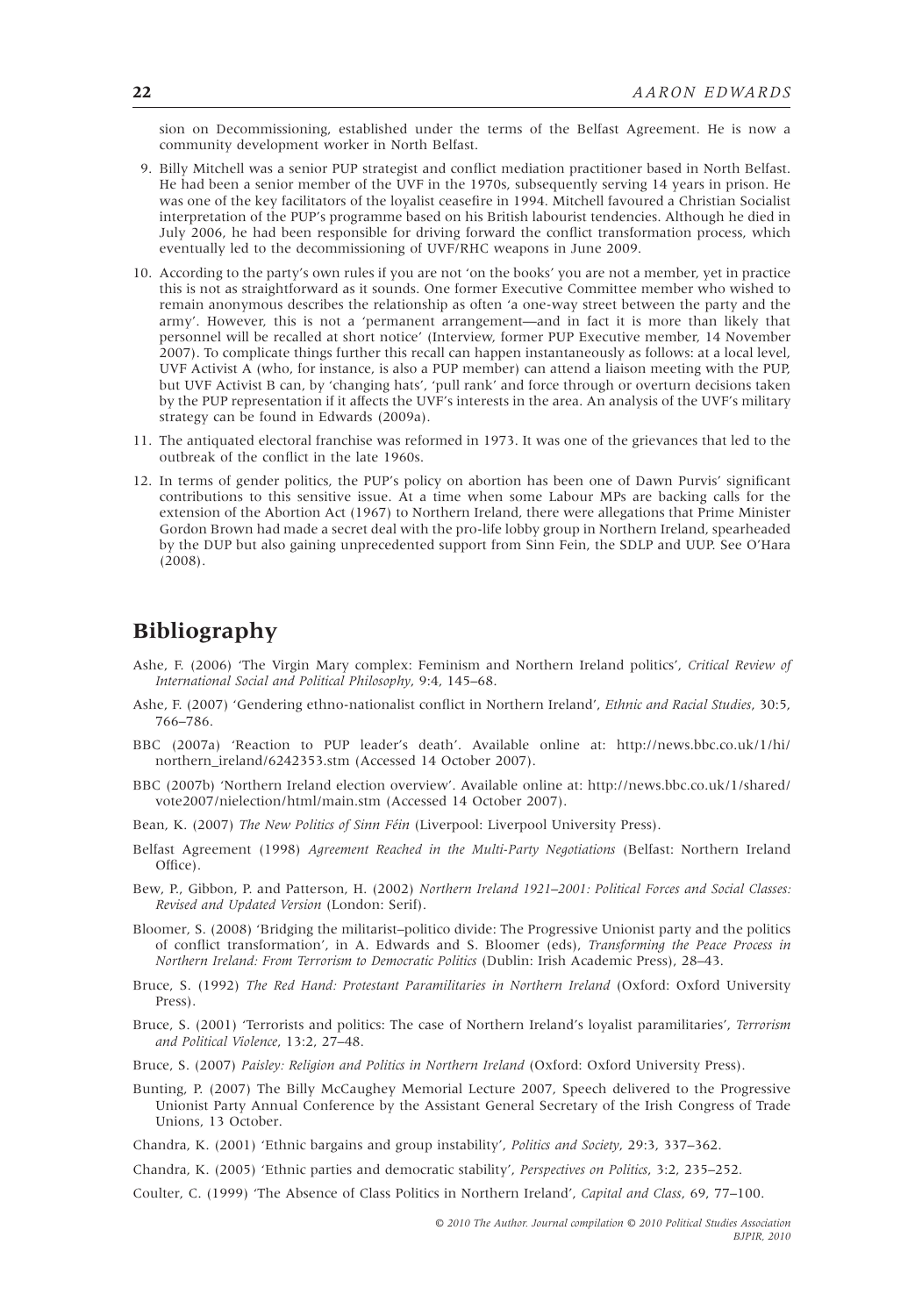sion on Decommissioning, established under the terms of the Belfast Agreement. He is now a community development worker in North Belfast.

9. Billy Mitchell was a senior PUP strategist and conflict mediation practitioner based in North Belfast. He had been a senior member of the UVF in the 1970s, subsequently serving 14 years in prison. He was one of the key facilitators of the loyalist ceasefire in 1994. Mitchell favoured a Christian Socialist interpretation of the PUP's programme based on his British labourist tendencies. Although he died in July 2006, he had been responsible for driving forward the conflict transformation process, which eventually led to the decommissioning of UVF/RHC weapons in June 2009.
10. According to the party's own rules if you are not 'on the books' you are not a member, yet in practice this is not as straightforward as it sounds. One former Executive Committee member who wished to remain anonymous describes the relationship as often 'a one-way street between the party and the army'. However, this is not a 'permanent arrangement—and in fact it is more than likely that personnel will be recalled at short notice' (Interview, former PUP Executive member, 14 November 2007). To complicate things further this recall can happen instantaneously as follows: at a local level, UVF Activist A (who, for instance, is also a PUP member) can attend a liaison meeting with the PUP, but UVF Activist B can, by 'changing hats', 'pull rank' and force through or overturn decisions taken by the PUP representation if it affects the UVF's interests in the area. An analysis of the UVF's military strategy can be found in Edwards (2009a).
11. The antiquated electoral franchise was reformed in 1973. It was one of the grievances that led to the outbreak of the conflict in the late 1960s.
12. In terms of gender politics, the PUP's policy on abortion has been one of Dawn Purvis' significant contributions to this sensitive issue. At a time when some Labour MPs are backing calls for the extension of the Abortion Act (1967) to Northern Ireland, there were allegations that Prime Minister Gordon Brown had made a secret deal with the pro-life lobby group in Northern Ireland, spearheaded by the DUP but also gaining unprecedented support from Sinn Fein, the SDLP and UUP. See O'Hara (2008).

## Bibliography

Ashe, F. (2006) 'The Virgin Mary complex: Feminism and Northern Ireland politics', *Critical Review of International Social and Political Philosophy*, 9:4, 145–68.

Ashe, F. (2007) 'Gendering ethno-nationalist conflict in Northern Ireland', *Ethnic and Racial Studies*, 30:5, 766–786.

BBC (2007a) 'Reaction to PUP leader's death'. Available online at: http://news.bbc.co.uk/1/hi/northern_ireland/6242353.stm (Accessed 14 October 2007).

BBC (2007b) 'Northern Ireland election overview'. Available online at: http://news.bbc.co.uk/1/shared/vote2007/nielection/html/main.stm (Accessed 14 October 2007).

Bean, K. (2007) *The New Politics of Sinn Féin* (Liverpool: Liverpool University Press).

Belfast Agreement (1998) *Agreement Reached in the Multi-Party Negotiations* (Belfast: Northern Ireland Office).

Bew, P., Gibbon, P. and Patterson, H. (2002) *Northern Ireland 1921–2001: Political Forces and Social Classes: Revised and Updated Version* (London: Serif).

Bloomer, S. (2008) 'Bridging the militarist–politico divide: The Progressive Unionist party and the politics of conflict transformation', in A. Edwards and S. Bloomer (eds), *Transforming the Peace Process in Northern Ireland: From Terrorism to Democratic Politics* (Dublin: Irish Academic Press), 28–43.

Bruce, S. (1992) *The Red Hand: Protestant Paramilitaries in Northern Ireland* (Oxford: Oxford University Press).

Bruce, S. (2001) 'Terrorists and politics: The case of Northern Ireland's loyalist paramilitaries', *Terrorism and Political Violence*, 13:2, 27–48.

Bruce, S. (2007) *Paisley: Religion and Politics in Northern Ireland* (Oxford: Oxford University Press).

Bunting, P. (2007) The Billy McCaughey Memorial Lecture 2007, Speech delivered to the Progressive Unionist Party Annual Conference by the Assistant General Secretary of the Irish Congress of Trade Unions, 13 October.

Chandra, K. (2001) 'Ethnic bargains and group instability', *Politics and Society*, 29:3, 337–362.

Chandra, K. (2005) 'Ethnic parties and democratic stability', *Perspectives on Politics*, 3:2, 235–252.

Coulter, C. (1999) 'The Absence of Class Politics in Northern Ireland', *Capital and Class*, 69, 77–100.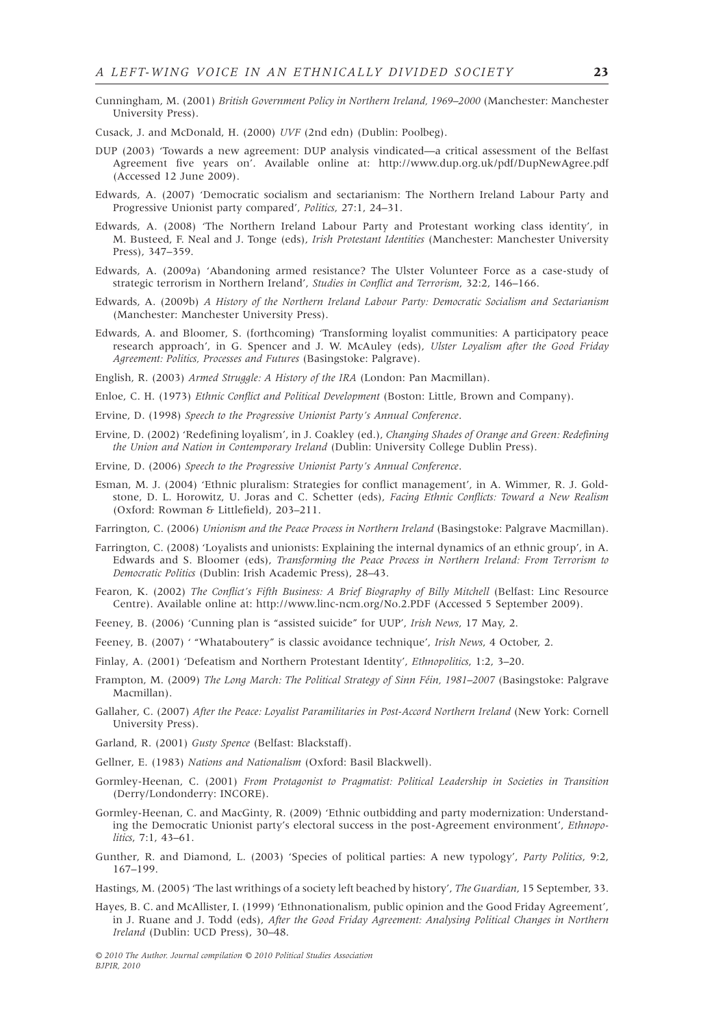Cunningham, M. (2001) *British Government Policy in Northern Ireland, 1969–2000* (Manchester: Manchester University Press).

Cusack, J. and McDonald, H. (2000) *UVF* (2nd edn) (Dublin: Poolbeg).

DUP (2003) 'Towards a new agreement: DUP analysis vindicated—a critical assessment of the Belfast Agreement five years on'. Available online at: http://www.dup.org.uk/pdf/DupNewAgree.pdf (Accessed 12 June 2009).

Edwards, A. (2007) 'Democratic socialism and sectarianism: The Northern Ireland Labour Party and Progressive Unionist party compared', *Politics*, 27:1, 24–31.

Edwards, A. (2008) 'The Northern Ireland Labour Party and Protestant working class identity', in M. Busteed, F. Neal and J. Tonge (eds), *Irish Protestant Identities* (Manchester: Manchester University Press), 347–359.

Edwards, A. (2009a) 'Abandoning armed resistance? The Ulster Volunteer Force as a case-study of strategic terrorism in Northern Ireland', *Studies in Conflict and Terrorism*, 32:2, 146–166.

Edwards, A. (2009b) *A History of the Northern Ireland Labour Party: Democratic Socialism and Sectarianism* (Manchester: Manchester University Press).

Edwards, A. and Bloomer, S. (forthcoming) 'Transforming loyalist communities: A participatory peace research approach', in G. Spencer and J. W. McAuley (eds), *Ulster Loyalism after the Good Friday Agreement: Politics, Processes and Futures* (Basingstoke: Palgrave).

English, R. (2003) *Armed Struggle: A History of the IRA* (London: Pan Macmillan).

Enloe, C. H. (1973) *Ethnic Conflict and Political Development* (Boston: Little, Brown and Company).

Ervine, D. (1998) *Speech to the Progressive Unionist Party's Annual Conference*.

Ervine, D. (2002) 'Redefining loyalism', in J. Coakley (ed.), *Changing Shades of Orange and Green: Redefining the Union and Nation in Contemporary Ireland* (Dublin: University College Dublin Press).

Ervine, D. (2006) *Speech to the Progressive Unionist Party's Annual Conference*.

Esman, M. J. (2004) 'Ethnic pluralism: Strategies for conflict management', in A. Wimmer, R. J. Goldstone, D. L. Horowitz, U. Joras and C. Schetter (eds), *Facing Ethnic Conflicts: Toward a New Realism* (Oxford: Rowman & Littlefield), 203–211.

Farrington, C. (2006) *Unionism and the Peace Process in Northern Ireland* (Basingstoke: Palgrave Macmillan).

Farrington, C. (2008) 'Loyalists and unionists: Explaining the internal dynamics of an ethnic group', in A. Edwards and S. Bloomer (eds), *Transforming the Peace Process in Northern Ireland: From Terrorism to Democratic Politics* (Dublin: Irish Academic Press), 28–43.

Fearon, K. (2002) *The Conflict's Fifth Business: A Brief Biography of Billy Mitchell* (Belfast: Linc Resource Centre). Available online at: http://www.linc-ncm.org/No.2.PDF (Accessed 5 September 2009).

Feeney, B. (2006) 'Cunning plan is "assisted suicide" for UUP', *Irish News*, 17 May, 2.

Feeney, B. (2007) ' "Whataboutery" is classic avoidance technique', *Irish News*, 4 October, 2.

Finlay, A. (2001) 'Defeatism and Northern Protestant Identity', *Ethnopolitics*, 1:2, 3–20.

Frampton, M. (2009) *The Long March: The Political Strategy of Sinn Féin, 1981–2007* (Basingstoke: Palgrave Macmillan).

Gallaher, C. (2007) *After the Peace: Loyalist Paramilitaries in Post-Accord Northern Ireland* (New York: Cornell University Press).

Garland, R. (2001) *Gusty Spence* (Belfast: Blackstaff).

Gellner, E. (1983) *Nations and Nationalism* (Oxford: Basil Blackwell).

Gormley-Heenan, C. (2001) *From Protagonist to Pragmatist: Political Leadership in Societies in Transition* (Derry/Londonderry: INCORE).

Gormley-Heenan, C. and MacGinty, R. (2009) 'Ethnic outbidding and party modernization: Understanding the Democratic Unionist party's electoral success in the post-Agreement environment', *Ethnopolitics*, 7:1, 43–61.

Gunther, R. and Diamond, L. (2003) 'Species of political parties: A new typology', *Party Politics*, 9:2, 167–199.

Hastings, M. (2005) 'The last writhings of a society left beached by history', *The Guardian*, 15 September, 33.

Hayes, B. C. and McAllister, I. (1999) 'Ethnonationalism, public opinion and the Good Friday Agreement', in J. Ruane and J. Todd (eds), *After the Good Friday Agreement: Analysing Political Changes in Northern Ireland* (Dublin: UCD Press), 30–48.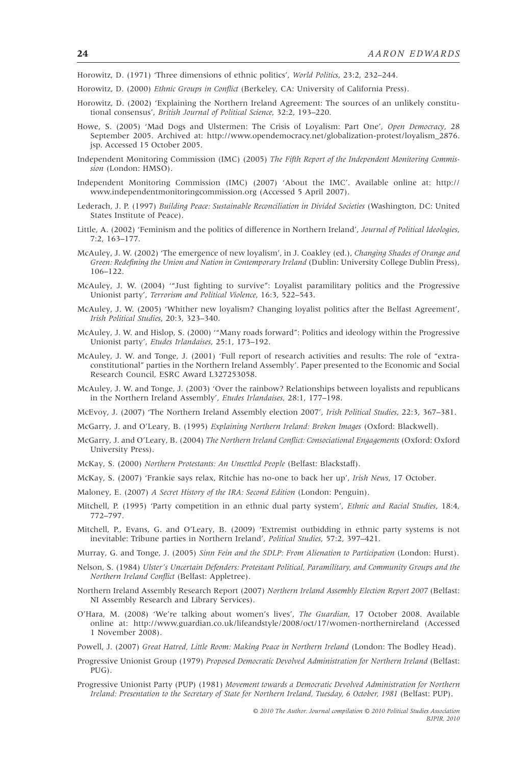Horowitz, D. (1971) 'Three dimensions of ethnic politics', *World Politics*, 23:2, 232–244.

Horowitz, D. (2000) *Ethnic Groups in Conflict* (Berkeley, CA: University of California Press).

Horowitz, D. (2002) 'Explaining the Northern Ireland Agreement: The sources of an unlikely constitutional consensus', *British Journal of Political Science*, 32:2, 193–220.

Howe, S. (2005) 'Mad Dogs and Ulstermen: The Crisis of Loyalism: Part One', *Open Democracy*, 28 September 2005. Archived at: http://www.opendemocracy.net/globalization-protest/loyalism_2876.jsp. Accessed 15 October 2005.

Independent Monitoring Commission (IMC) (2005) *The Fifth Report of the Independent Monitoring Commission* (London: HMSO).

Independent Monitoring Commission (IMC) (2007) 'About the IMC'. Available online at: http://www.independentmonitoringcommission.org (Accessed 5 April 2007).

Lederach, J. P. (1997) *Building Peace: Sustainable Reconciliation in Divided Societies* (Washington, DC: United States Institute of Peace).

Little, A. (2002) 'Feminism and the politics of difference in Northern Ireland', *Journal of Political Ideologies*, 7:2, 163–177.

McAuley, J. W. (2002) 'The emergence of new loyalism', in J. Coakley (ed.), *Changing Shades of Orange and Green: Redefining the Union and Nation in Contemporary Ireland* (Dublin: University College Dublin Press), 106–122.

McAuley, J. W. (2004) '"Just fighting to survive": Loyalist paramilitary politics and the Progressive Unionist party', *Terrorism and Political Violence*, 16:3, 522–543.

McAuley, J. W. (2005) 'Whither new loyalism? Changing loyalist politics after the Belfast Agreement', *Irish Political Studies*, 20:3, 323–340.

McAuley, J. W. and Hislop, S. (2000) '"Many roads forward": Politics and ideology within the Progressive Unionist party', *Etudes Irlandaises*, 25:1, 173–192.

McAuley, J. W. and Tonge, J. (2001) 'Full report of research activities and results: The role of "extra-constitutional" parties in the Northern Ireland Assembly'. Paper presented to the Economic and Social Research Council, ESRC Award L327253058.

McAuley, J. W. and Tonge, J. (2003) 'Over the rainbow? Relationships between loyalists and republicans in the Northern Ireland Assembly', *Etudes Irlandaises*, 28:1, 177–198.

McEvoy, J. (2007) 'The Northern Ireland Assembly election 2007', *Irish Political Studies*, 22:3, 367–381.

McGarry, J. and O'Leary, B. (1995) *Explaining Northern Ireland: Broken Images* (Oxford: Blackwell).

McGarry, J. and O'Leary, B. (2004) *The Northern Ireland Conflict: Consociational Engagements* (Oxford: Oxford University Press).

McKay, S. (2000) *Northern Protestants: An Unsettled People* (Belfast: Blackstaff).

McKay, S. (2007) 'Frankie says relax, Ritchie has no-one to back her up', *Irish News*, 17 October.

Maloney, E. (2007) *A Secret History of the IRA: Second Edition* (London: Penguin).

Mitchell, P. (1995) 'Party competition in an ethnic dual party system', *Ethnic and Racial Studies*, 18:4, 772–797.

Mitchell, P., Evans, G. and O'Leary, B. (2009) 'Extremist outbidding in ethnic party systems is not inevitable: Tribune parties in Northern Ireland', *Political Studies*, 57:2, 397–421.

Murray, G. and Tonge, J. (2005) *Sinn Fein and the SDLP: From Alienation to Participation* (London: Hurst).

Nelson, S. (1984) *Ulster's Uncertain Defenders: Protestant Political, Paramilitary, and Community Groups and the Northern Ireland Conflict* (Belfast: Appletree).

Northern Ireland Assembly Research Report (2007) *Northern Ireland Assembly Election Report 2007* (Belfast: NI Assembly Research and Library Services).

O'Hara, M. (2008) 'We're talking about women's lives', *The Guardian*, 17 October 2008. Available online at: http://www.guardian.co.uk/lifeandstyle/2008/oct/17/women-northernireland (Accessed 1 November 2008).

Powell, J. (2007) *Great Hatred, Little Room: Making Peace in Northern Ireland* (London: The Bodley Head).

Progressive Unionist Group (1979) *Proposed Democratic Devolved Administration for Northern Ireland* (Belfast: PUG).

Progressive Unionist Party (PUP) (1981) *Movement towards a Democratic Devolved Administration for Northern Ireland: Presentation to the Secretary of State for Northern Ireland, Tuesday, 6 October, 1981* (Belfast: PUP).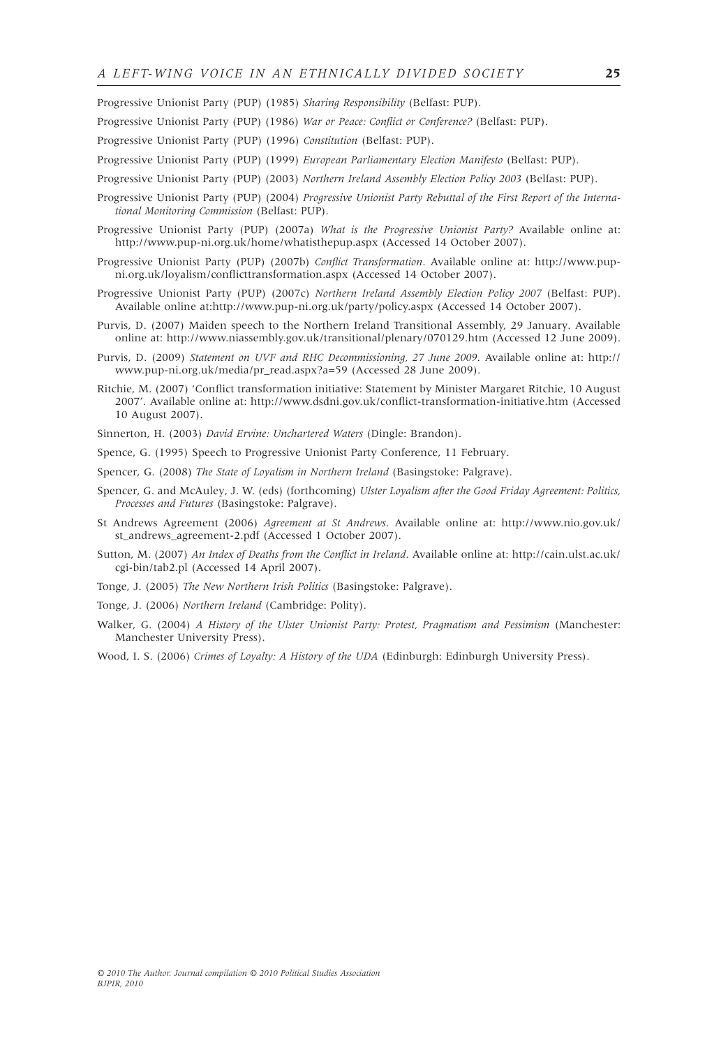Progressive Unionist Party (PUP) (1985) *Sharing Responsibility* (Belfast: PUP).

Progressive Unionist Party (PUP) (1986) *War or Peace: Conflict or Conference?* (Belfast: PUP).

Progressive Unionist Party (PUP) (1996) *Constitution* (Belfast: PUP).

Progressive Unionist Party (PUP) (1999) *European Parliamentary Election Manifesto* (Belfast: PUP).

Progressive Unionist Party (PUP) (2003) *Northern Ireland Assembly Election Policy 2003* (Belfast: PUP).

Progressive Unionist Party (PUP) (2004) *Progressive Unionist Party Rebuttal of the First Report of the International Monitoring Commission* (Belfast: PUP).

Progressive Unionist Party (PUP) (2007a) *What is the Progressive Unionist Party?* Available online at: http://www.pup-ni.org.uk/home/whatisthepup.aspx (Accessed 14 October 2007).

Progressive Unionist Party (PUP) (2007b) *Conflict Transformation*. Available online at: http://www.pup-ni.org.uk/loyalism/conflicttransformation.aspx (Accessed 14 October 2007).

Progressive Unionist Party (PUP) (2007c) *Northern Ireland Assembly Election Policy 2007* (Belfast: PUP). Available online at:http://www.pup-ni.org.uk/party/policy.aspx (Accessed 14 October 2007).

Purvis, D. (2007) Maiden speech to the Northern Ireland Transitional Assembly, 29 January. Available online at: http://www.niassembly.gov.uk/transitional/plenary/070129.htm (Accessed 12 June 2009).

Purvis, D. (2009) *Statement on UVF and RHC Decommissioning, 27 June 2009*. Available online at: http://www.pup-ni.org.uk/media/pr_read.aspx?a=59 (Accessed 28 June 2009).

Ritchie, M. (2007) 'Conflict transformation initiative: Statement by Minister Margaret Ritchie, 10 August 2007'. Available online at: http://www.dsdni.gov.uk/conflict-transformation-initiative.htm (Accessed 10 August 2007).

Sinnerton, H. (2003) *David Ervine: Unchartered Waters* (Dingle: Brandon).

Spence, G. (1995) Speech to Progressive Unionist Party Conference, 11 February.

Spencer, G. (2008) *The State of Loyalism in Northern Ireland* (Basingstoke: Palgrave).

Spencer, G. and McAuley, J. W. (eds) (forthcoming) *Ulster Loyalism after the Good Friday Agreement: Politics, Processes and Futures* (Basingstoke: Palgrave).

St Andrews Agreement (2006) *Agreement at St Andrews*. Available online at: http://www.nio.gov.uk/st_andrews_agreement-2.pdf (Accessed 1 October 2007).

Sutton, M. (2007) *An Index of Deaths from the Conflict in Ireland*. Available online at: http://cain.ulst.ac.uk/cgi-bin/tab2.pl (Accessed 14 April 2007).

Tonge, J. (2005) *The New Northern Irish Politics* (Basingstoke: Palgrave).

Tonge, J. (2006) *Northern Ireland* (Cambridge: Polity).

Walker, G. (2004) *A History of the Ulster Unionist Party: Protest, Pragmatism and Pessimism* (Manchester: Manchester University Press).

Wood, I. S. (2006) *Crimes of Loyalty: A History of the UDA* (Edinburgh: Edinburgh University Press).